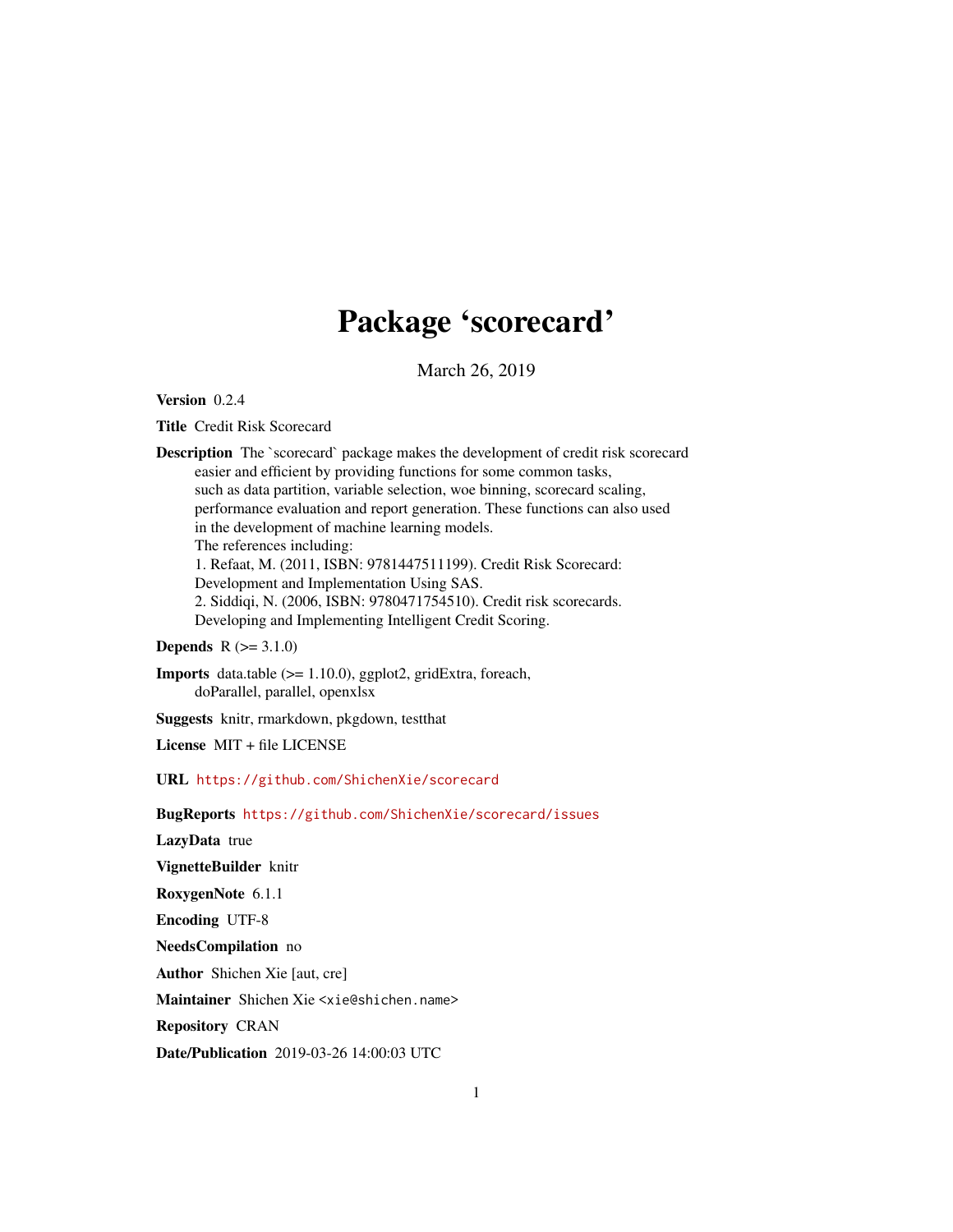# Package 'scorecard'

March 26, 2019

**Version** 0.2.4

**Title** Credit Risk Scorecard

**Description** The `scorecard` package makes the development of credit risk scorecard easier and efficient by providing functions for some common tasks, such as data partition, variable selection, woe binning, scorecard scaling, performance evaluation and report generation. These functions can also used in the development of machine learning models.
The references including:
1. Refaat, M. (2011, ISBN: 9781447511199). Credit Risk Scorecard: Development and Implementation Using SAS.
2. Siddiqi, N. (2006, ISBN: 9780471754510). Credit risk scorecards. Developing and Implementing Intelligent Credit Scoring.

**Depends** R (>= 3.1.0)

**Imports** data.table (>= 1.10.0), ggplot2, gridExtra, foreach, doParallel, parallel, openxlsx

**Suggests** knitr, rmarkdown, pkgdown, testthat

**License** MIT + file LICENSE

**URL** https://github.com/ShichenXie/scorecard

**BugReports** https://github.com/ShichenXie/scorecard/issues

**LazyData** true

**VignetteBuilder** knitr

**RoxygenNote** 6.1.1

**Encoding** UTF-8

**NeedsCompilation** no

**Author** Shichen Xie [aut, cre]

**Maintainer** Shichen Xie <xie@shichen.name>

**Repository** CRAN

**Date/Publication** 2019-03-26 14:00:03 UTC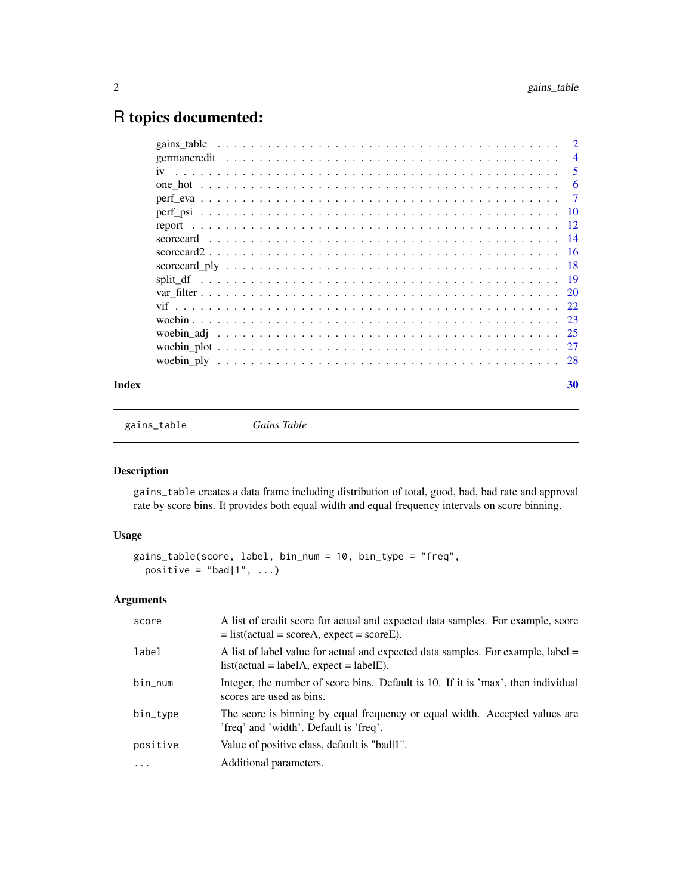# R topics documented:

| | |
|---|---|
| gains_table | 2 |
| germancredit | 4 |
| iv | 5 |
| one_hot | 6 |
| perf_eva | 7 |
| perf_psi | 10 |
| report | 12 |
| scorecard | 14 |
| scorecard2 | 16 |
| scorecard_ply | 18 |
| split_df | 19 |
| var_filter | 20 |
| vif | 22 |
| woebin | 23 |
| woebin_adj | 25 |
| woebin_plot | 27 |
| woebin_ply | 28 |

**Index** **30**

---

`gains_table` *Gains Table*

---

### Description

`gains_table` creates a data frame including distribution of total, good, bad, bad rate and approval rate by score bins. It provides both equal width and equal frequency intervals on score binning.

### Usage

```
gains_table(score, label, bin_num = 10, bin_type = "freq",
  positive = "bad|1", ...)
```

### Arguments

| | |
|---|---|
| `score` | A list of credit score for actual and expected data samples. For example, score = list(actual = scoreA, expect = scoreE). |
| `label` | A list of label value for actual and expected data samples. For example, label = list(actual = labelA, expect = labelE). |
| `bin_num` | Integer, the number of score bins. Default is 10. If it is 'max', then individual scores are used as bins. |
| `bin_type` | The score is binning by equal frequency or equal width. Accepted values are 'freq' and 'width'. Default is 'freq'. |
| `positive` | Value of positive class, default is "bad\|1". |
| `...` | Additional parameters. |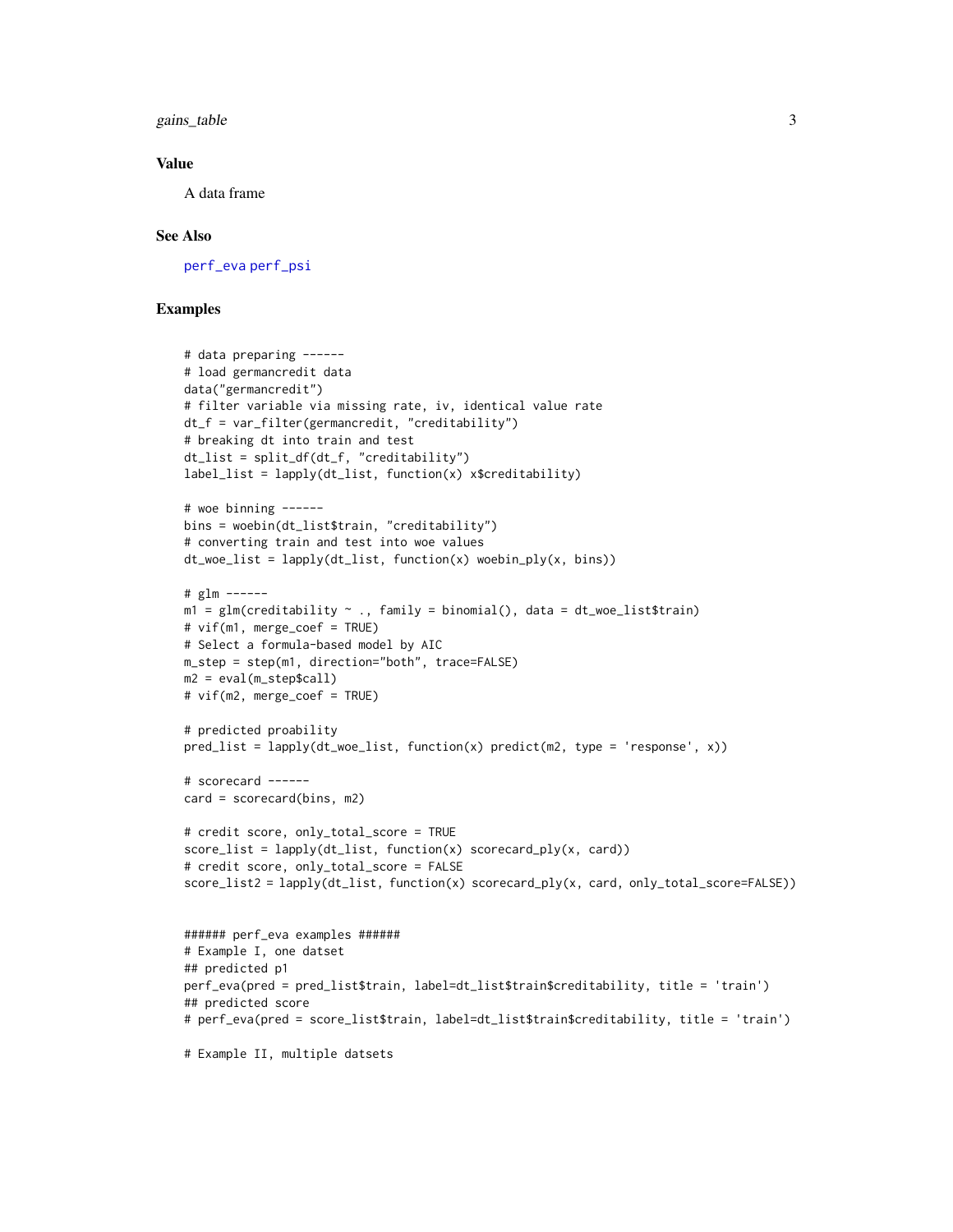## Value

A data frame

## See Also

perf_eva perf_psi

## Examples

```
# data preparing ------
# load germancredit data
data("germancredit")
# filter variable via missing rate, iv, identical value rate
dt_f = var_filter(germancredit, "creditability")
# breaking dt into train and test
dt_list = split_df(dt_f, "creditability")
label_list = lapply(dt_list, function(x) x$creditability)

# woe binning ------
bins = woebin(dt_list$train, "creditability")
# converting train and test into woe values
dt_woe_list = lapply(dt_list, function(x) woebin_ply(x, bins))

# glm ------
m1 = glm(creditability ~ ., family = binomial(), data = dt_woe_list$train)
# vif(m1, merge_coef = TRUE)
# Select a formula-based model by AIC
m_step = step(m1, direction="both", trace=FALSE)
m2 = eval(m_step$call)
# vif(m2, merge_coef = TRUE)

# predicted proability
pred_list = lapply(dt_woe_list, function(x) predict(m2, type = 'response', x))

# scorecard ------
card = scorecard(bins, m2)

# credit score, only_total_score = TRUE
score_list = lapply(dt_list, function(x) scorecard_ply(x, card))
# credit score, only_total_score = FALSE
score_list2 = lapply(dt_list, function(x) scorecard_ply(x, card, only_total_score=FALSE))


###### perf_eva examples ######
# Example I, one datset
## predicted p1
perf_eva(pred = pred_list$train, label=dt_list$train$creditability, title = 'train')
## predicted score
# perf_eva(pred = score_list$train, label=dt_list$train$creditability, title = 'train')

# Example II, multiple datsets
```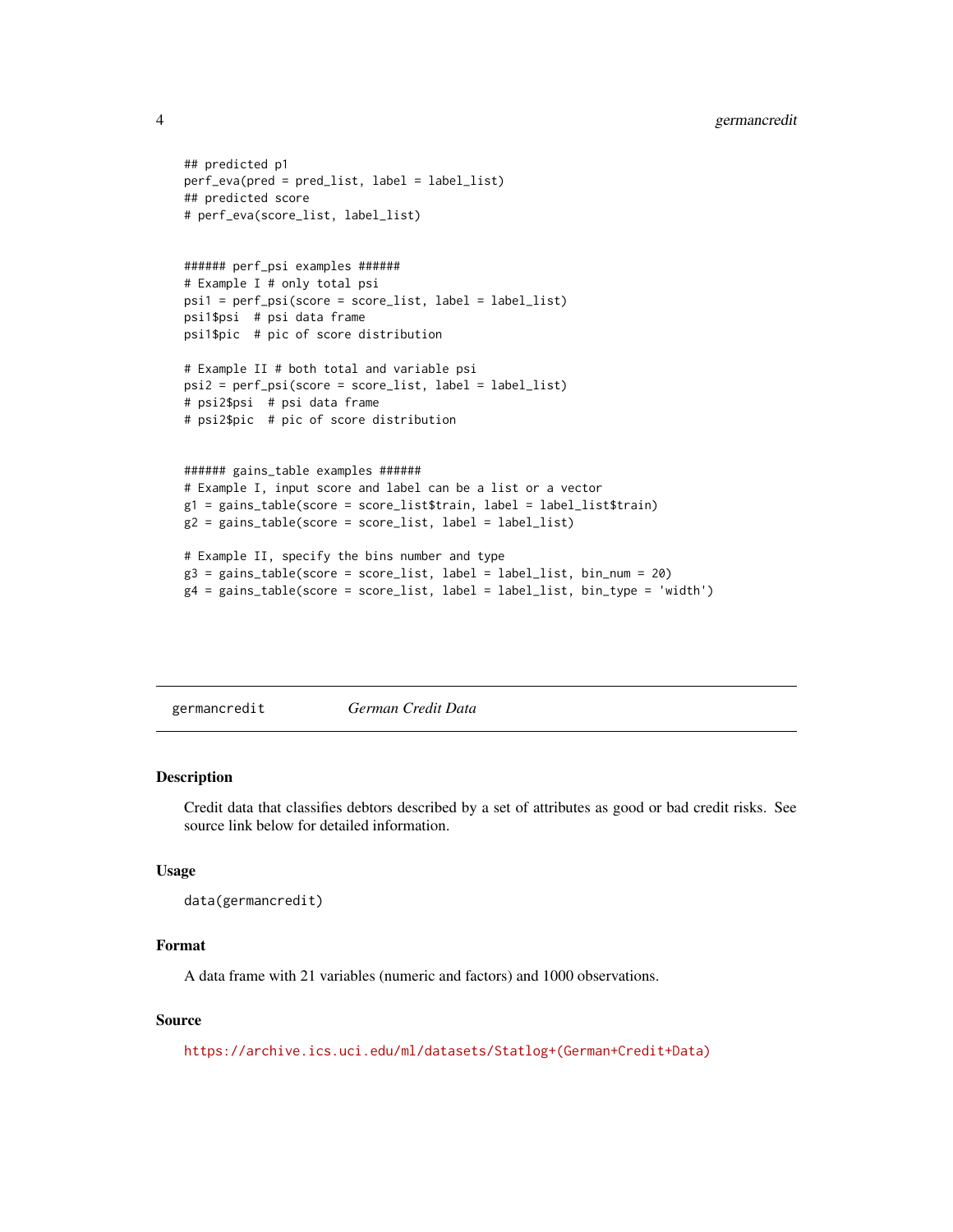```
## predicted p1
perf_eva(pred = pred_list, label = label_list)
## predicted score
# perf_eva(score_list, label_list)


###### perf_psi examples ######
# Example I # only total psi
psi1 = perf_psi(score = score_list, label = label_list)
psi1$psi  # psi data frame
psi1$pic  # pic of score distribution

# Example II # both total and variable psi
psi2 = perf_psi(score = score_list, label = label_list)
# psi2$psi  # psi data frame
# psi2$pic  # pic of score distribution


###### gains_table examples ######
# Example I, input score and label can be a list or a vector
g1 = gains_table(score = score_list$train, label = label_list$train)
g2 = gains_table(score = score_list, label = label_list)

# Example II, specify the bins number and type
g3 = gains_table(score = score_list, label = label_list, bin_num = 20)
g4 = gains_table(score = score_list, label = label_list, bin_type = 'width')
```

## germancredit — *German Credit Data*

### Description

Credit data that classifies debtors described by a set of attributes as good or bad credit risks. See source link below for detailed information.

### Usage

```
data(germancredit)
```

### Format

A data frame with 21 variables (numeric and factors) and 1000 observations.

### Source

https://archive.ics.uci.edu/ml/datasets/Statlog+(German+Credit+Data)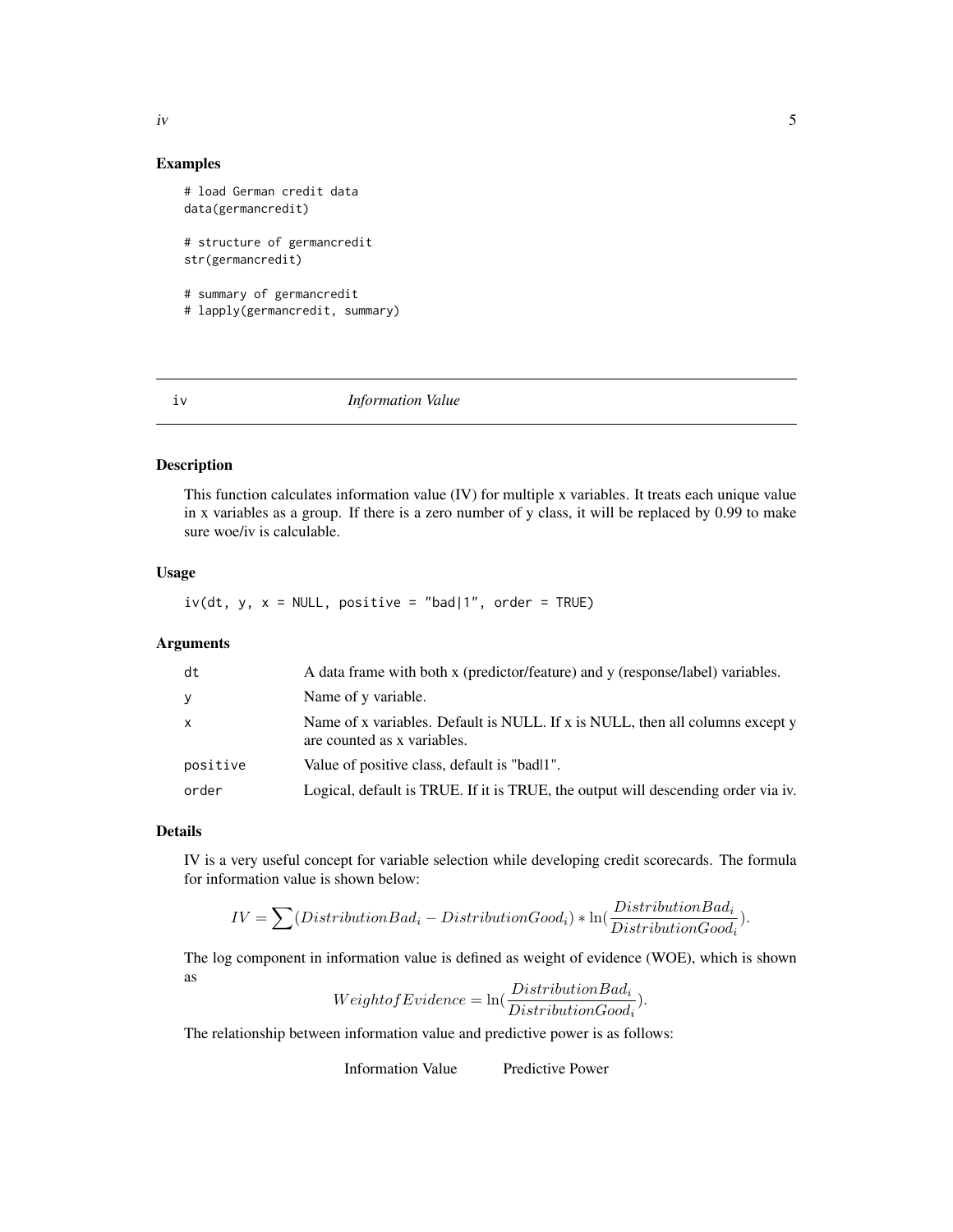## Examples

```
# load German credit data
data(germancredit)

# structure of germancredit
str(germancredit)

# summary of germancredit
# lapply(germancredit, summary)
```

---

# iv — *Information Value*

## Description

This function calculates information value (IV) for multiple x variables. It treats each unique value in x variables as a group. If there is a zero number of y class, it will be replaced by 0.99 to make sure woe/iv is calculable.

## Usage

```
iv(dt, y, x = NULL, positive = "bad|1", order = TRUE)
```

## Arguments

| | |
|---|---|
| dt | A data frame with both x (predictor/feature) and y (response/label) variables. |
| y | Name of y variable. |
| x | Name of x variables. Default is NULL. If x is NULL, then all columns except y are counted as x variables. |
| positive | Value of positive class, default is "bad\|1". |
| order | Logical, default is TRUE. If it is TRUE, the output will descending order via iv. |

## Details

IV is a very useful concept for variable selection while developing credit scorecards. The formula for information value is shown below:

$$IV = \sum(DistributionBad_i - DistributionGood_i) * \ln(\frac{DistributionBad_i}{DistributionGood_i}).$$

The log component in information value is defined as weight of evidence (WOE), which is shown as

$$WeightofEvidence = \ln(\frac{DistributionBad_i}{DistributionGood_i}).$$

The relationship between information value and predictive power is as follows:

| Information Value | Predictive Power |
|---|---|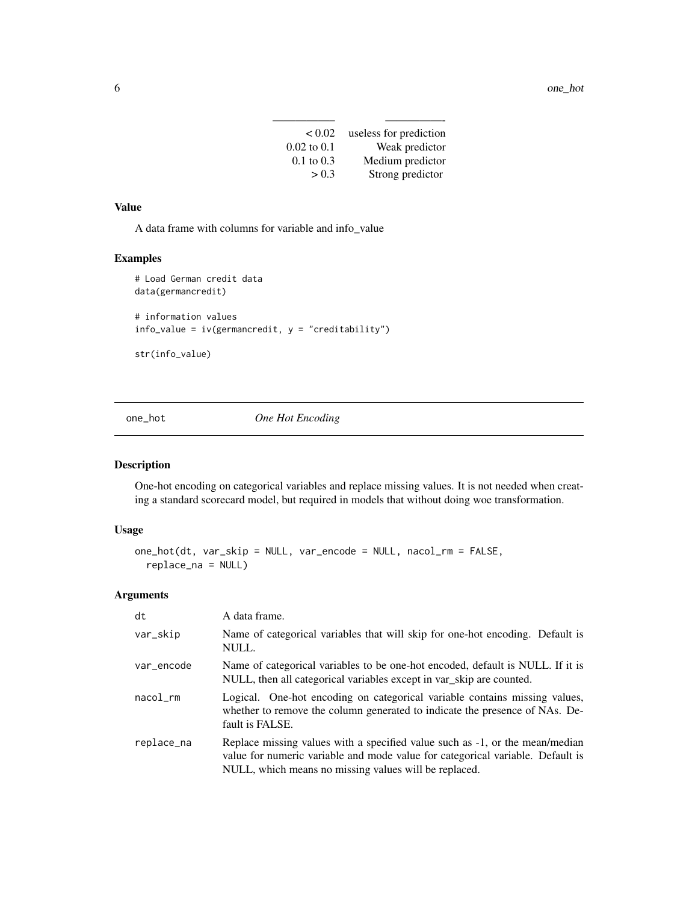| | |
|---|---|
| < 0.02 | useless for prediction |
| 0.02 to 0.1 | Weak predictor |
| 0.1 to 0.3 | Medium predictor |
| > 0.3 | Strong predictor |

### Value

A data frame with columns for variable and info_value

### Examples

```
# Load German credit data
data(germancredit)

# information values
info_value = iv(germancredit, y = "creditability")

str(info_value)
```

---

## one_hot *One Hot Encoding*

### Description

One-hot encoding on categorical variables and replace missing values. It is not needed when creating a standard scorecard model, but required in models that without doing woe transformation.

### Usage

```
one_hot(dt, var_skip = NULL, var_encode = NULL, nacol_rm = FALSE,
  replace_na = NULL)
```

### Arguments

| | |
|---|---|
| `dt` | A data frame. |
| `var_skip` | Name of categorical variables that will skip for one-hot encoding. Default is NULL. |
| `var_encode` | Name of categorical variables to be one-hot encoded, default is NULL. If it is NULL, then all categorical variables except in var_skip are counted. |
| `nacol_rm` | Logical. One-hot encoding on categorical variable contains missing values, whether to remove the column generated to indicate the presence of NAs. Default is FALSE. |
| `replace_na` | Replace missing values with a specified value such as -1, or the mean/median value for numeric variable and mode value for categorical variable. Default is NULL, which means no missing values will be replaced. |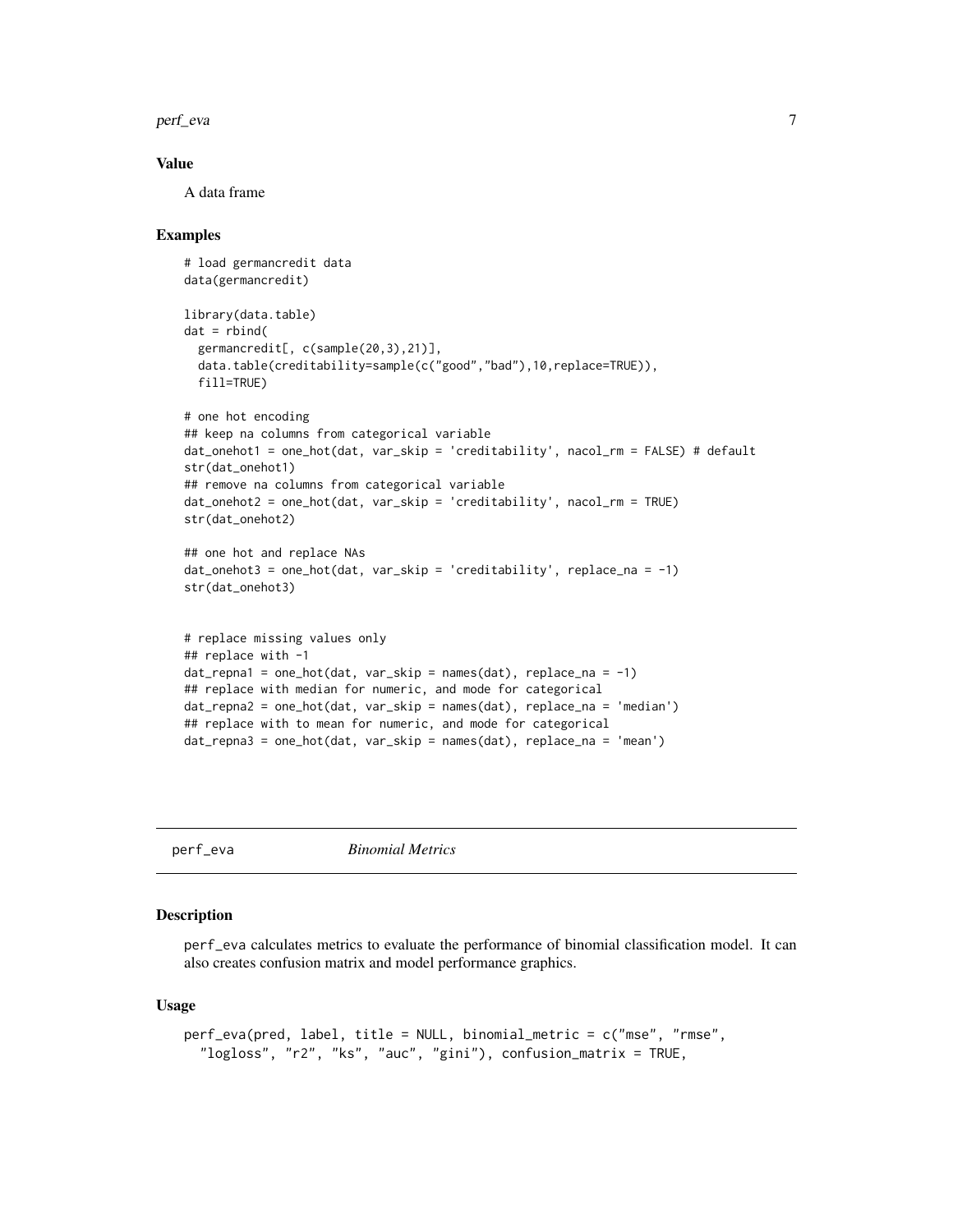### Value

A data frame

### Examples

```
# load germancredit data
data(germancredit)

library(data.table)
dat = rbind(
  germancredit[, c(sample(20,3),21)],
  data.table(creditability=sample(c("good","bad"),10,replace=TRUE)),
  fill=TRUE)

# one hot encoding
## keep na columns from categorical variable
dat_onehot1 = one_hot(dat, var_skip = 'creditability', nacol_rm = FALSE) # default
str(dat_onehot1)
## remove na columns from categorical variable
dat_onehot2 = one_hot(dat, var_skip = 'creditability', nacol_rm = TRUE)
str(dat_onehot2)

## one hot and replace NAs
dat_onehot3 = one_hot(dat, var_skip = 'creditability', replace_na = -1)
str(dat_onehot3)


# replace missing values only
## replace with -1
dat_repna1 = one_hot(dat, var_skip = names(dat), replace_na = -1)
## replace with median for numeric, and mode for categorical
dat_repna2 = one_hot(dat, var_skip = names(dat), replace_na = 'median')
## replace with to mean for numeric, and mode for categorical
dat_repna3 = one_hot(dat, var_skip = names(dat), replace_na = 'mean')
```

## perf_eva *Binomial Metrics*

### Description

perf_eva calculates metrics to evaluate the performance of binomial classification model. It can also creates confusion matrix and model performance graphics.

### Usage

```
perf_eva(pred, label, title = NULL, binomial_metric = c("mse", "rmse",
  "logloss", "r2", "ks", "auc", "gini"), confusion_matrix = TRUE,
```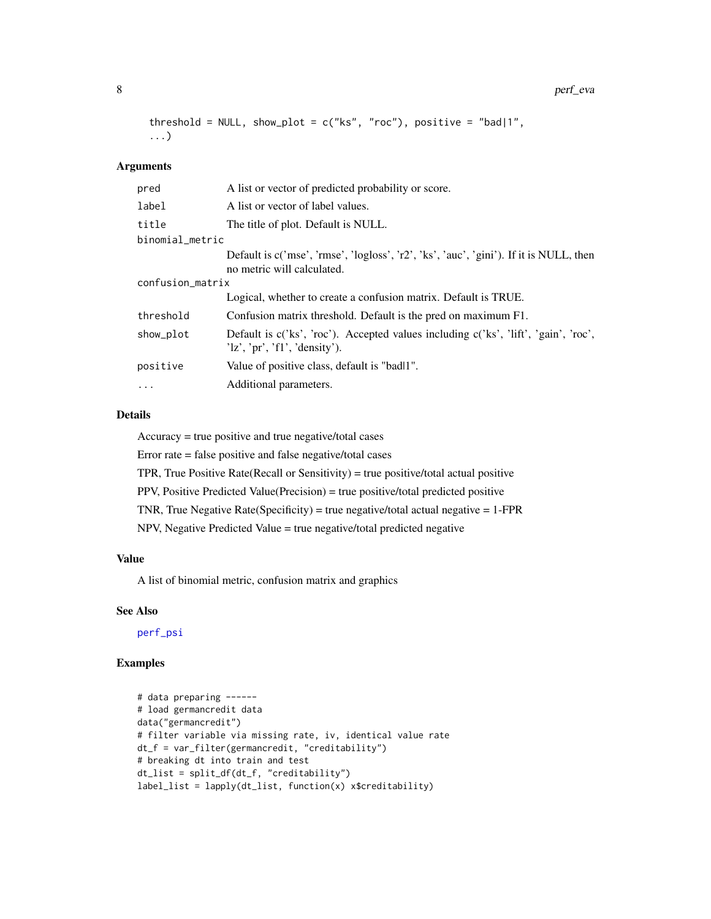```
threshold = NULL, show_plot = c("ks", "roc"), positive = "bad|1",
...)
```

### Arguments

| | |
|---|---|
| pred | A list or vector of predicted probability or score. |
| label | A list or vector of label values. |
| title | The title of plot. Default is NULL. |
| binomial_metric | Default is c('mse', 'rmse', 'logloss', 'r2', 'ks', 'auc', 'gini'). If it is NULL, then no metric will calculated. |
| confusion_matrix | Logical, whether to create a confusion matrix. Default is TRUE. |
| threshold | Confusion matrix threshold. Default is the pred on maximum F1. |
| show_plot | Default is c('ks', 'roc'). Accepted values including c('ks', 'lift', 'gain', 'roc', 'lz', 'pr', 'f1', 'density'). |
| positive | Value of positive class, default is "bad\|1". |
| ... | Additional parameters. |

### Details

Accuracy = true positive and true negative/total cases

Error rate = false positive and false negative/total cases

TPR, True Positive Rate(Recall or Sensitivity) = true positive/total actual positive

PPV, Positive Predicted Value(Precision) = true positive/total predicted positive

TNR, True Negative Rate(Specificity) = true negative/total actual negative = 1-FPR

NPV, Negative Predicted Value = true negative/total predicted negative

### Value

A list of binomial metric, confusion matrix and graphics

### See Also

perf_psi

### Examples

```
# data preparing ------
# load germancredit data
data("germancredit")
# filter variable via missing rate, iv, identical value rate
dt_f = var_filter(germancredit, "creditability")
# breaking dt into train and test
dt_list = split_df(dt_f, "creditability")
label_list = lapply(dt_list, function(x) x$creditability)
```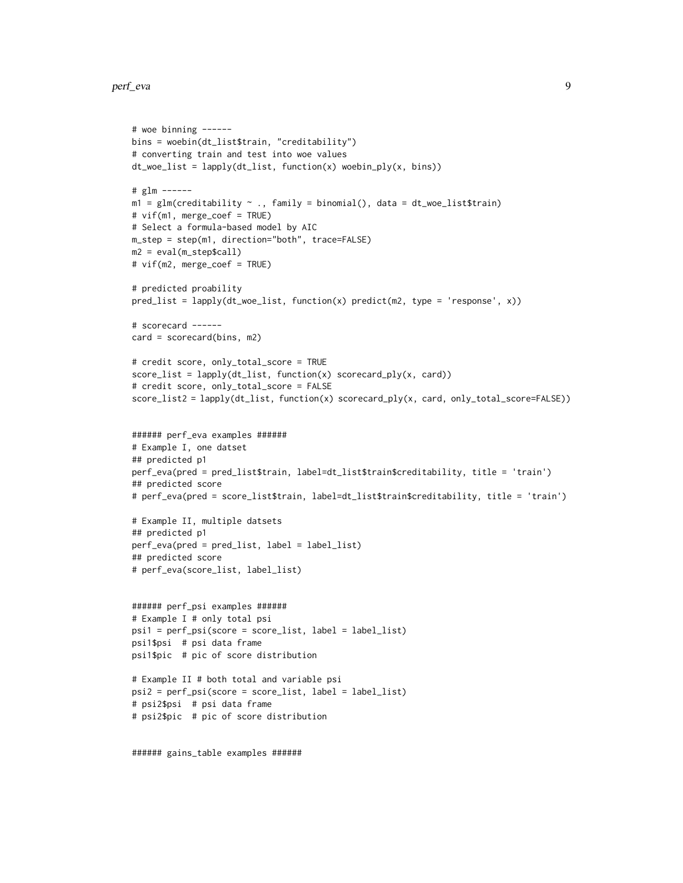```
# woe binning ------
bins = woebin(dt_list$train, "creditability")
# converting train and test into woe values
dt_woe_list = lapply(dt_list, function(x) woebin_ply(x, bins))

# glm ------
m1 = glm(creditability ~ ., family = binomial(), data = dt_woe_list$train)
# vif(m1, merge_coef = TRUE)
# Select a formula-based model by AIC
m_step = step(m1, direction="both", trace=FALSE)
m2 = eval(m_step$call)
# vif(m2, merge_coef = TRUE)

# predicted proability
pred_list = lapply(dt_woe_list, function(x) predict(m2, type = 'response', x))

# scorecard ------
card = scorecard(bins, m2)

# credit score, only_total_score = TRUE
score_list = lapply(dt_list, function(x) scorecard_ply(x, card))
# credit score, only_total_score = FALSE
score_list2 = lapply(dt_list, function(x) scorecard_ply(x, card, only_total_score=FALSE))


###### perf_eva examples ######
# Example I, one datset
## predicted p1
perf_eva(pred = pred_list$train, label=dt_list$train$creditability, title = 'train')
## predicted score
# perf_eva(pred = score_list$train, label=dt_list$train$creditability, title = 'train')

# Example II, multiple datsets
## predicted p1
perf_eva(pred = pred_list, label = label_list)
## predicted score
# perf_eva(score_list, label_list)


###### perf_psi examples ######
# Example I # only total psi
psi1 = perf_psi(score = score_list, label = label_list)
psi1$psi  # psi data frame
psi1$pic  # pic of score distribution

# Example II # both total and variable psi
psi2 = perf_psi(score = score_list, label = label_list)
# psi2$psi  # psi data frame
# psi2$pic  # pic of score distribution


###### gains_table examples ######
```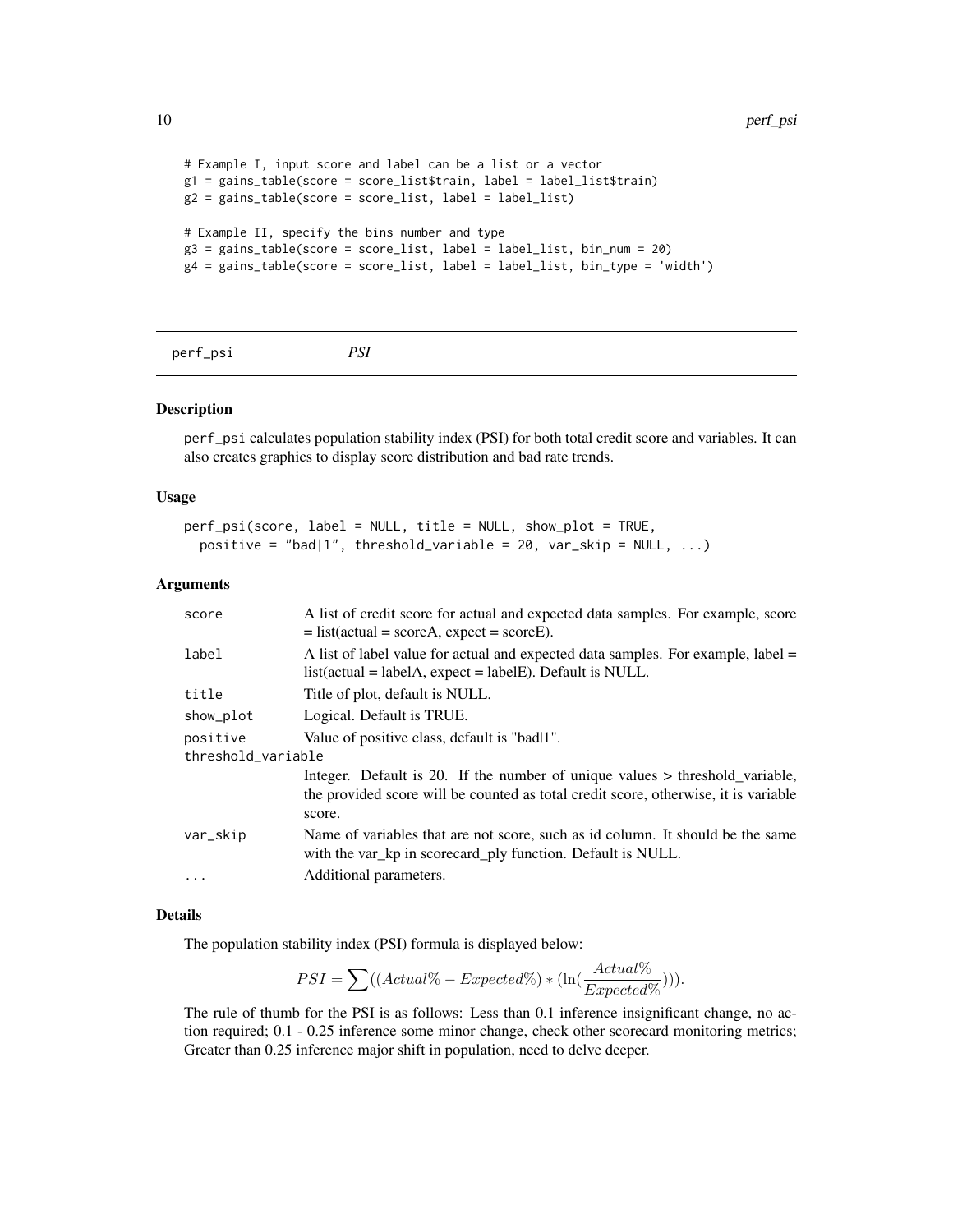```
# Example I, input score and label can be a list or a vector
g1 = gains_table(score = score_list$train, label = label_list$train)
g2 = gains_table(score = score_list, label = label_list)

# Example II, specify the bins number and type
g3 = gains_table(score = score_list, label = label_list, bin_num = 20)
g4 = gains_table(score = score_list, label = label_list, bin_type = 'width')
```

## perf_psi *PSI*

### Description

perf_psi calculates population stability index (PSI) for both total credit score and variables. It can also creates graphics to display score distribution and bad rate trends.

### Usage

```
perf_psi(score, label = NULL, title = NULL, show_plot = TRUE,
  positive = "bad|1", threshold_variable = 20, var_skip = NULL, ...)
```

### Arguments

| | |
|---|---|
| score | A list of credit score for actual and expected data samples. For example, score = list(actual = scoreA, expect = scoreE). |
| label | A list of label value for actual and expected data samples. For example, label = list(actual = labelA, expect = labelE). Default is NULL. |
| title | Title of plot, default is NULL. |
| show_plot | Logical. Default is TRUE. |
| positive | Value of positive class, default is "bad\|1". |
| threshold_variable | Integer. Default is 20. If the number of unique values > threshold_variable, the provided score will be counted as total credit score, otherwise, it is variable score. |
| var_skip | Name of variables that are not score, such as id column. It should be the same with the var_kp in scorecard_ply function. Default is NULL. |
| ... | Additional parameters. |

### Details

The population stability index (PSI) formula is displayed below:

$$PSI = \sum((Actual\% - Expected\%) * (\ln(\frac{Actual\%}{Expected\%}))).$$

The rule of thumb for the PSI is as follows: Less than 0.1 inference insignificant change, no action required; 0.1 - 0.25 inference some minor change, check other scorecard monitoring metrics; Greater than 0.25 inference major shift in population, need to delve deeper.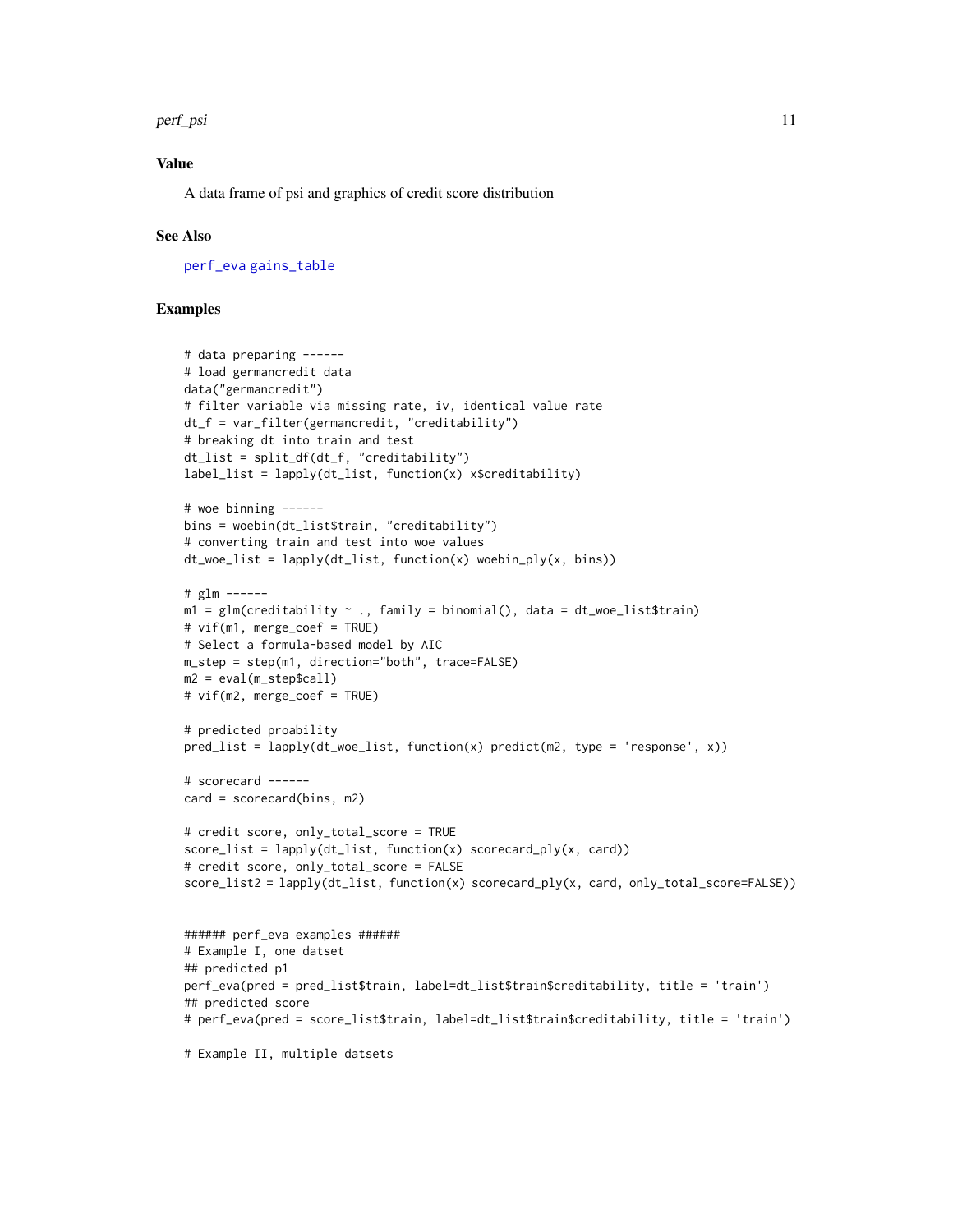## Value

A data frame of psi and graphics of credit score distribution

## See Also

perf_eva gains_table

## Examples

```
# data preparing ------
# load germancredit data
data("germancredit")
# filter variable via missing rate, iv, identical value rate
dt_f = var_filter(germancredit, "creditability")
# breaking dt into train and test
dt_list = split_df(dt_f, "creditability")
label_list = lapply(dt_list, function(x) x$creditability)

# woe binning ------
bins = woebin(dt_list$train, "creditability")
# converting train and test into woe values
dt_woe_list = lapply(dt_list, function(x) woebin_ply(x, bins))

# glm ------
m1 = glm(creditability ~ ., family = binomial(), data = dt_woe_list$train)
# vif(m1, merge_coef = TRUE)
# Select a formula-based model by AIC
m_step = step(m1, direction="both", trace=FALSE)
m2 = eval(m_step$call)
# vif(m2, merge_coef = TRUE)

# predicted proability
pred_list = lapply(dt_woe_list, function(x) predict(m2, type = 'response', x))

# scorecard ------
card = scorecard(bins, m2)

# credit score, only_total_score = TRUE
score_list = lapply(dt_list, function(x) scorecard_ply(x, card))
# credit score, only_total_score = FALSE
score_list2 = lapply(dt_list, function(x) scorecard_ply(x, card, only_total_score=FALSE))


###### perf_eva examples ######
# Example I, one datset
## predicted p1
perf_eva(pred = pred_list$train, label=dt_list$train$creditability, title = 'train')
## predicted score
# perf_eva(pred = score_list$train, label=dt_list$train$creditability, title = 'train')

# Example II, multiple datsets
```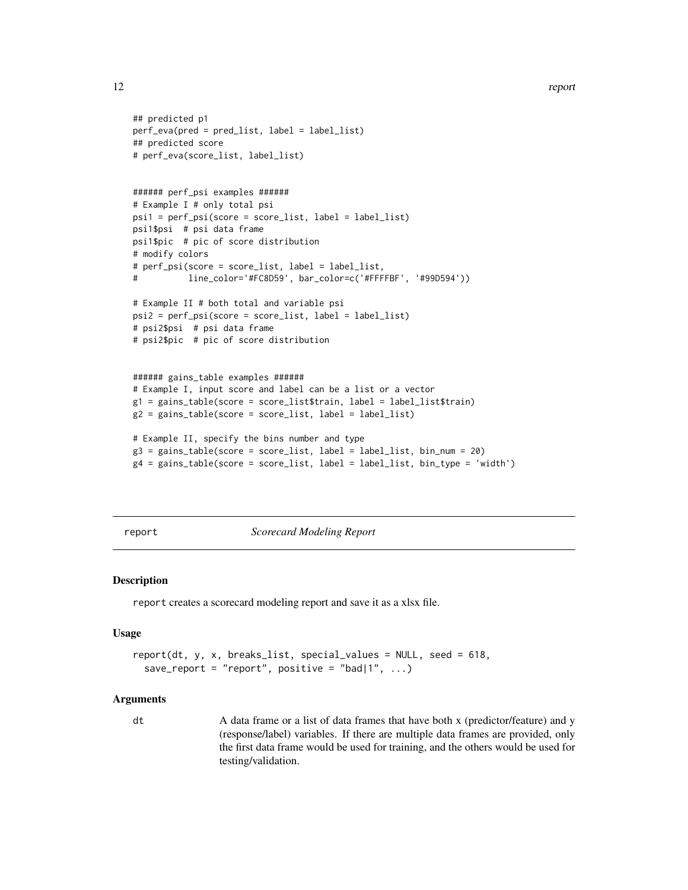```
## predicted p1
perf_eva(pred = pred_list, label = label_list)
## predicted score
# perf_eva(score_list, label_list)


###### perf_psi examples ######
# Example I # only total psi
psi1 = perf_psi(score = score_list, label = label_list)
psi1$psi  # psi data frame
psi1$pic  # pic of score distribution
# modify colors
# perf_psi(score = score_list, label = label_list,
#          line_color='#FC8D59', bar_color=c('#FFFFBF', '#99D594'))

# Example II # both total and variable psi
psi2 = perf_psi(score = score_list, label = label_list)
# psi2$psi  # psi data frame
# psi2$pic  # pic of score distribution


###### gains_table examples ######
# Example I, input score and label can be a list or a vector
g1 = gains_table(score = score_list$train, label = label_list$train)
g2 = gains_table(score = score_list, label = label_list)

# Example II, specify the bins number and type
g3 = gains_table(score = score_list, label = label_list, bin_num = 20)
g4 = gains_table(score = score_list, label = label_list, bin_type = 'width')
```

---

## report — *Scorecard Modeling Report*

---

### Description

`report` creates a scorecard modeling report and save it as a xlsx file.

### Usage

```
report(dt, y, x, breaks_list, special_values = NULL, seed = 618,
  save_report = "report", positive = "bad|1", ...)
```

### Arguments

`dt` A data frame or a list of data frames that have both x (predictor/feature) and y (response/label) variables. If there are multiple data frames are provided, only the first data frame would be used for training, and the others would be used for testing/validation.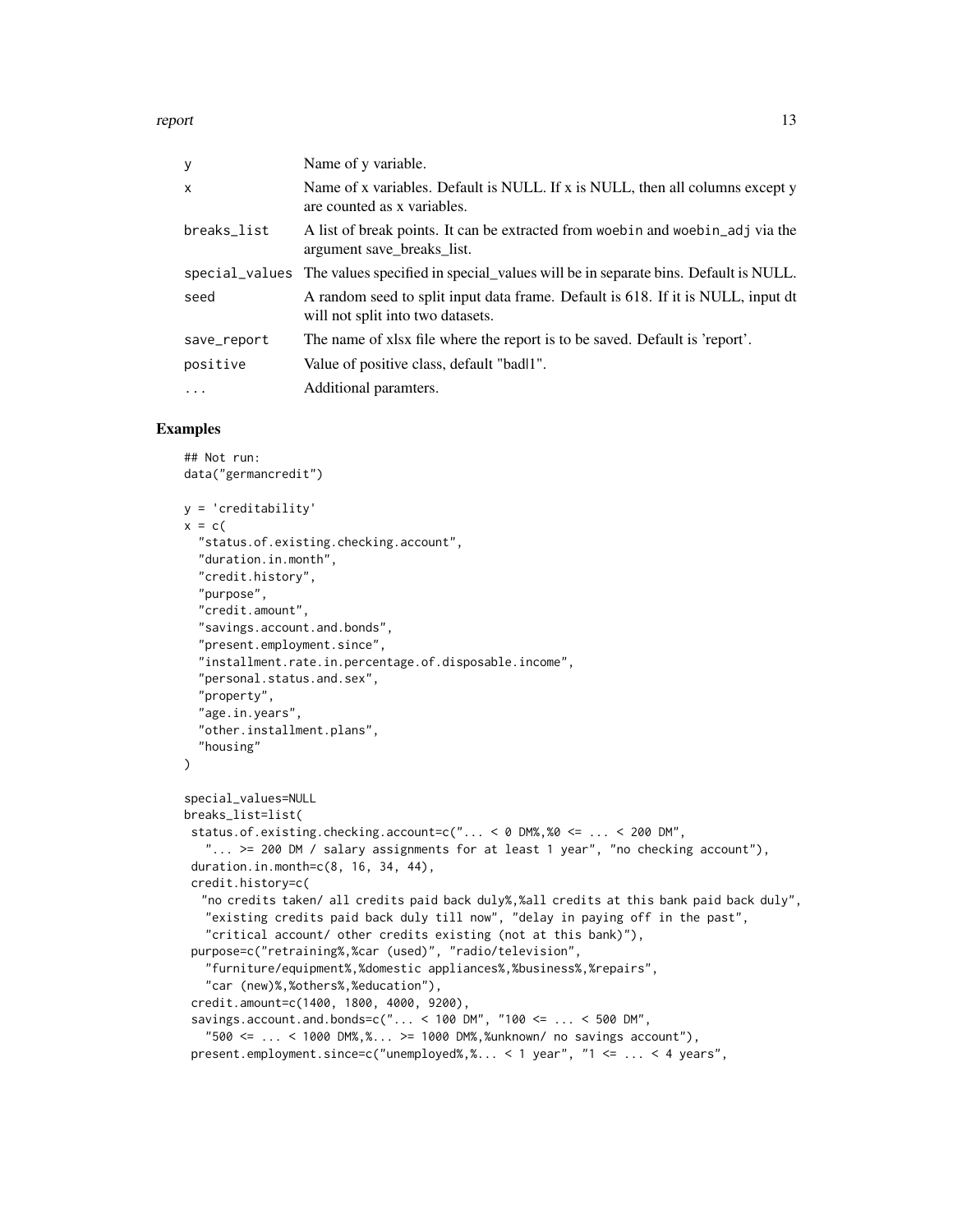| | |
|---|---|
| y | Name of y variable. |
| x | Name of x variables. Default is NULL. If x is NULL, then all columns except y are counted as x variables. |
| breaks_list | A list of break points. It can be extracted from woebin and woebin_adj via the argument save_breaks_list. |
| special_values | The values specified in special_values will be in separate bins. Default is NULL. |
| seed | A random seed to split input data frame. Default is 618. If it is NULL, input dt will not split into two datasets. |
| save_report | The name of xlsx file where the report is to be saved. Default is 'report'. |
| positive | Value of positive class, default "bad\|1". |
| ... | Additional paramters. |

## Examples

```
## Not run:
data("germancredit")

y = 'creditability'
x = c(
  "status.of.existing.checking.account",
  "duration.in.month",
  "credit.history",
  "purpose",
  "credit.amount",
  "savings.account.and.bonds",
  "present.employment.since",
  "installment.rate.in.percentage.of.disposable.income",
  "personal.status.and.sex",
  "property",
  "age.in.years",
  "other.installment.plans",
  "housing"
)

special_values=NULL
breaks_list=list(
 status.of.existing.checking.account=c("... < 0 DM%,%0 <= ... < 200 DM",
   "... >= 200 DM / salary assignments for at least 1 year", "no checking account"),
 duration.in.month=c(8, 16, 34, 44),
 credit.history=c(
   "no credits taken/ all credits paid back duly%,%all credits at this bank paid back duly",
   "existing credits paid back duly till now", "delay in paying off in the past",
   "critical account/ other credits existing (not at this bank)"),
 purpose=c("retraining%,%car (used)", "radio/television",
   "furniture/equipment%,%domestic appliances%,%business%,%repairs",
   "car (new)%,%others%,%education"),
 credit.amount=c(1400, 1800, 4000, 9200),
 savings.account.and.bonds=c("... < 100 DM", "100 <= ... < 500 DM",
   "500 <= ... < 1000 DM%,%... >= 1000 DM%,%unknown/ no savings account"),
 present.employment.since=c("unemployed%,%... < 1 year", "1 <= ... < 4 years",
```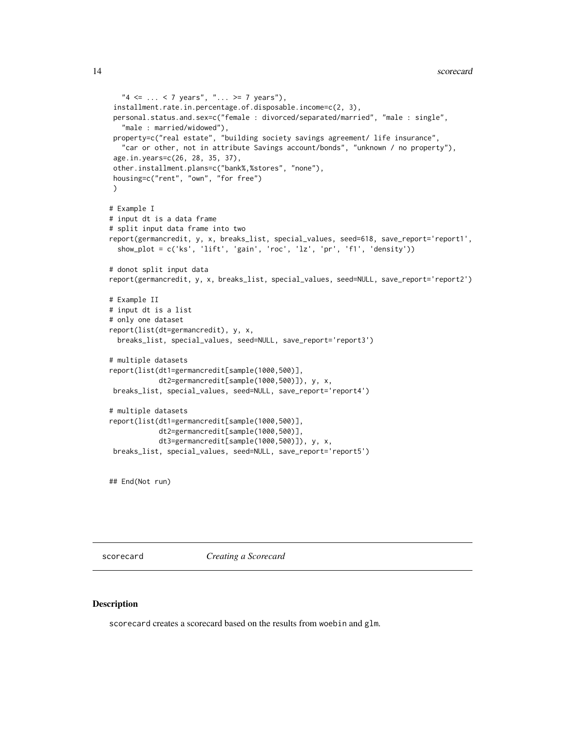```
    "4 <= ... < 7 years", "... >= 7 years"),
  installment.rate.in.percentage.of.disposable.income=c(2, 3),
  personal.status.and.sex=c("female : divorced/separated/married", "male : single",
    "male : married/widowed"),
  property=c("real estate", "building society savings agreement/ life insurance",
    "car or other, not in attribute Savings account/bonds", "unknown / no property"),
  age.in.years=c(26, 28, 35, 37),
  other.installment.plans=c("bank%,%stores", "none"),
  housing=c("rent", "own", "for free")
  )

# Example I
# input dt is a data frame
# split input data frame into two
report(germancredit, y, x, breaks_list, special_values, seed=618, save_report='report1',
  show_plot = c('ks', 'lift', 'gain', 'roc', 'lz', 'pr', 'f1', 'density'))

# donot split input data
report(germancredit, y, x, breaks_list, special_values, seed=NULL, save_report='report2')

# Example II
# input dt is a list
# only one dataset
report(list(dt=germancredit), y, x,
  breaks_list, special_values, seed=NULL, save_report='report3')

# multiple datasets
report(list(dt1=germancredit[sample(1000,500)],
            dt2=germancredit[sample(1000,500)]), y, x,
 breaks_list, special_values, seed=NULL, save_report='report4')

# multiple datasets
report(list(dt1=germancredit[sample(1000,500)],
            dt2=germancredit[sample(1000,500)],
            dt3=germancredit[sample(1000,500)]), y, x,
 breaks_list, special_values, seed=NULL, save_report='report5')


## End(Not run)
```

## scorecard    *Creating a Scorecard*

### Description

scorecard creates a scorecard based on the results from woebin and glm.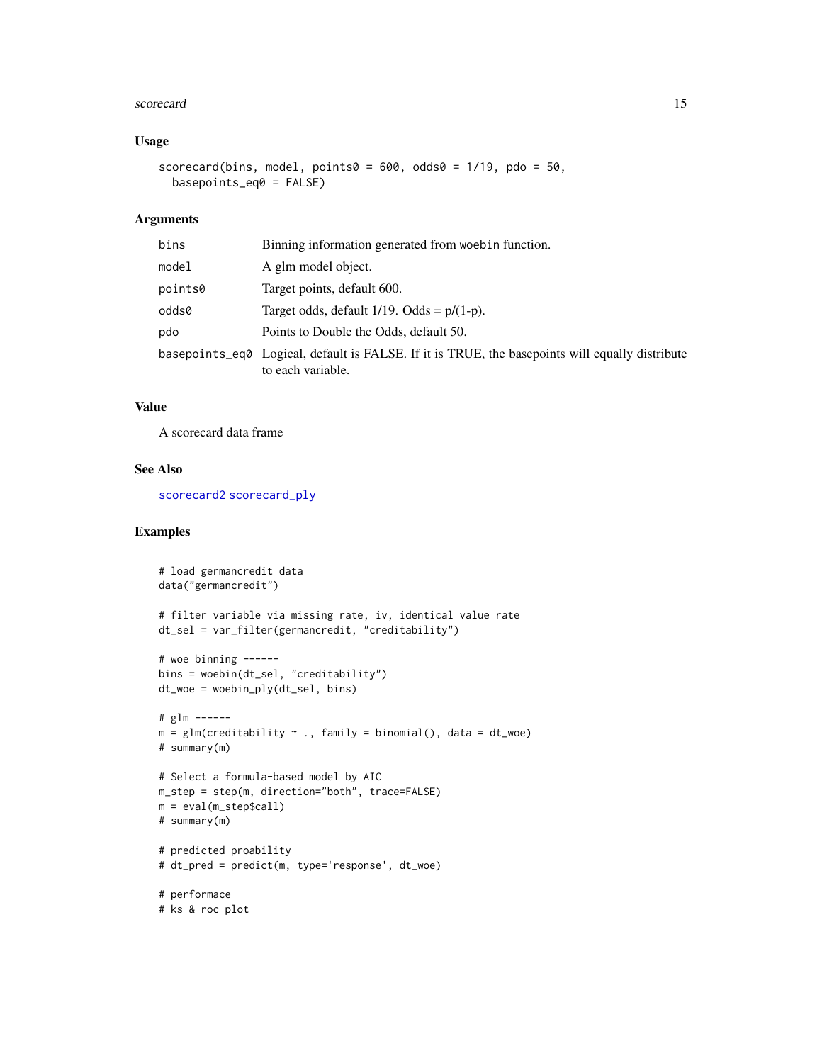### Usage

```
scorecard(bins, model, points0 = 600, odds0 = 1/19, pdo = 50,
  basepoints_eq0 = FALSE)
```

### Arguments

| | |
|---|---|
| bins | Binning information generated from woebin function. |
| model | A glm model object. |
| points0 | Target points, default 600. |
| odds0 | Target odds, default 1/19. Odds = p/(1-p). |
| pdo | Points to Double the Odds, default 50. |
| basepoints_eq0 | Logical, default is FALSE. If it is TRUE, the basepoints will equally distribute to each variable. |

### Value

A scorecard data frame

### See Also

scorecard2 scorecard_ply

### Examples

```
# load germancredit data
data("germancredit")

# filter variable via missing rate, iv, identical value rate
dt_sel = var_filter(germancredit, "creditability")

# woe binning ------
bins = woebin(dt_sel, "creditability")
dt_woe = woebin_ply(dt_sel, bins)

# glm ------
m = glm(creditability ~ ., family = binomial(), data = dt_woe)
# summary(m)

# Select a formula-based model by AIC
m_step = step(m, direction="both", trace=FALSE)
m = eval(m_step$call)
# summary(m)

# predicted proability
# dt_pred = predict(m, type='response', dt_woe)

# performace
# ks & roc plot
```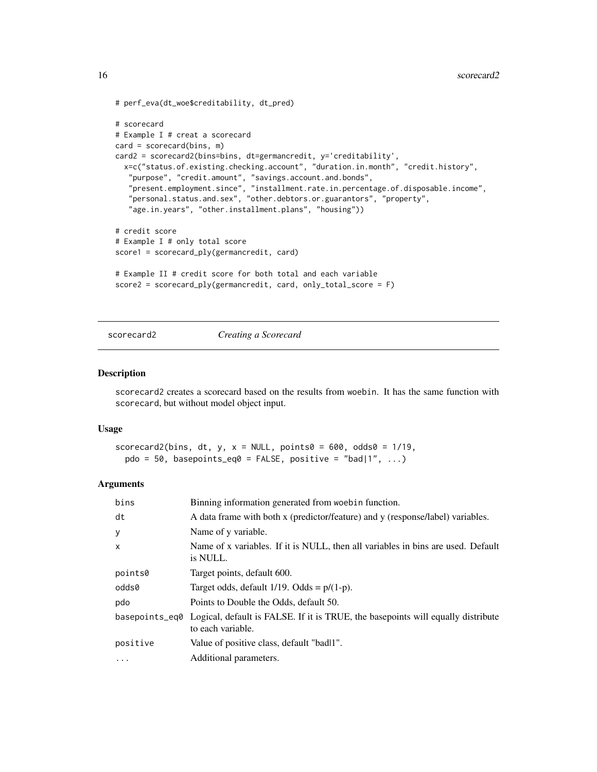```
# perf_eva(dt_woe$creditability, dt_pred)

# scorecard
# Example I # creat a scorecard
card = scorecard(bins, m)
card2 = scorecard2(bins=bins, dt=germancredit, y='creditability',
  x=c("status.of.existing.checking.account", "duration.in.month", "credit.history",
   "purpose", "credit.amount", "savings.account.and.bonds",
   "present.employment.since", "installment.rate.in.percentage.of.disposable.income",
   "personal.status.and.sex", "other.debtors.or.guarantors", "property",
   "age.in.years", "other.installment.plans", "housing"))

# credit score
# Example I # only total score
score1 = scorecard_ply(germancredit, card)

# Example II # credit score for both total and each variable
score2 = scorecard_ply(germancredit, card, only_total_score = F)
```

## scorecard2 — *Creating a Scorecard*

### Description

`scorecard2` creates a scorecard based on the results from `woebin`. It has the same function with `scorecard`, but without model object input.

### Usage

```
scorecard2(bins, dt, y, x = NULL, points0 = 600, odds0 = 1/19,
  pdo = 50, basepoints_eq0 = FALSE, positive = "bad|1", ...)
```

### Arguments

| | |
|---|---|
| `bins` | Binning information generated from `woebin` function. |
| `dt` | A data frame with both x (predictor/feature) and y (response/label) variables. |
| `y` | Name of y variable. |
| `x` | Name of x variables. If it is NULL, then all variables in bins are used. Default is NULL. |
| `points0` | Target points, default 600. |
| `odds0` | Target odds, default 1/19. Odds = p/(1-p). |
| `pdo` | Points to Double the Odds, default 50. |
| `basepoints_eq0` | Logical, default is FALSE. If it is TRUE, the basepoints will equally distribute to each variable. |
| `positive` | Value of positive class, default "bad\|1". |
| `...` | Additional parameters. |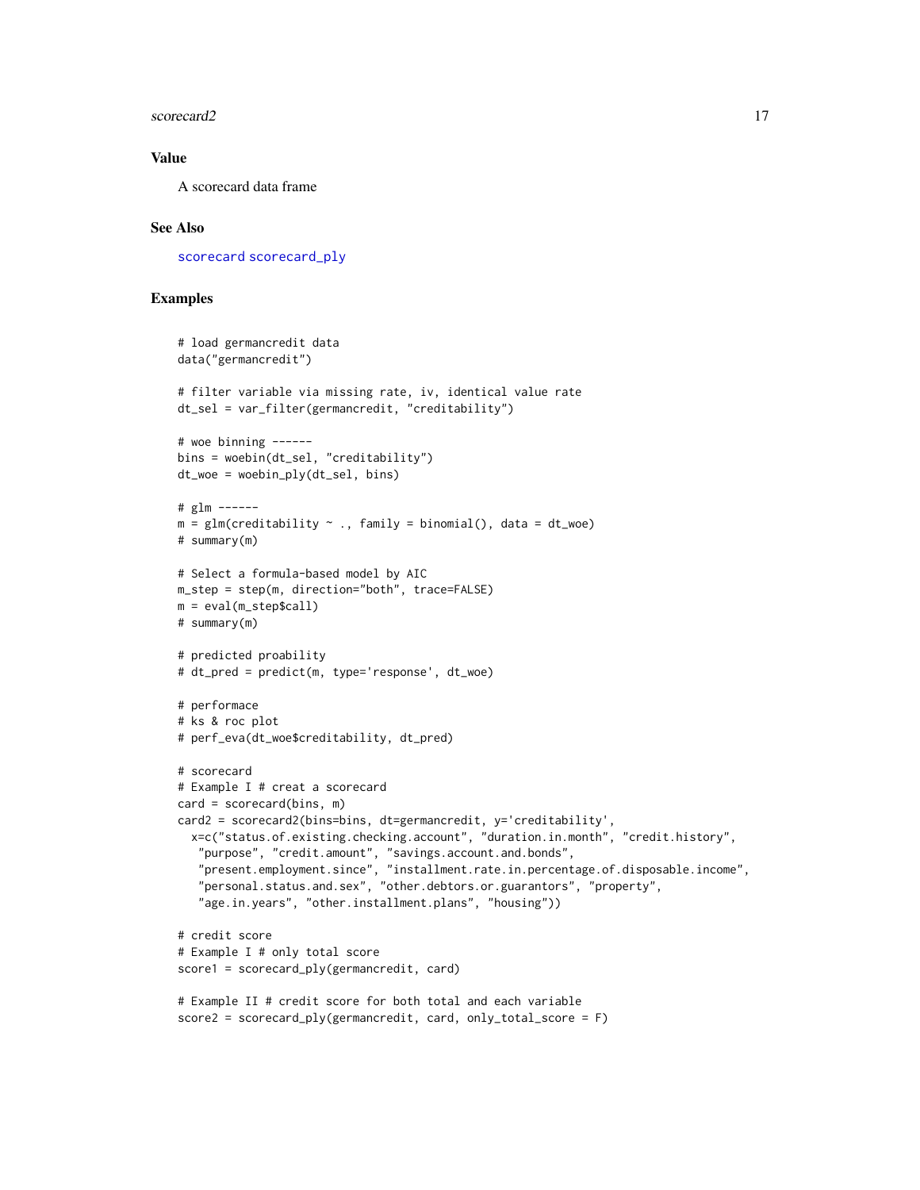## Value

A scorecard data frame

## See Also

scorecard scorecard_ply

## Examples

```
# load germancredit data
data("germancredit")

# filter variable via missing rate, iv, identical value rate
dt_sel = var_filter(germancredit, "creditability")

# woe binning ------
bins = woebin(dt_sel, "creditability")
dt_woe = woebin_ply(dt_sel, bins)

# glm ------
m = glm(creditability ~ ., family = binomial(), data = dt_woe)
# summary(m)

# Select a formula-based model by AIC
m_step = step(m, direction="both", trace=FALSE)
m = eval(m_step$call)
# summary(m)

# predicted proability
# dt_pred = predict(m, type='response', dt_woe)

# performace
# ks & roc plot
# perf_eva(dt_woe$creditability, dt_pred)

# scorecard
# Example I # creat a scorecard
card = scorecard(bins, m)
card2 = scorecard2(bins=bins, dt=germancredit, y='creditability',
  x=c("status.of.existing.checking.account", "duration.in.month", "credit.history",
   "purpose", "credit.amount", "savings.account.and.bonds",
   "present.employment.since", "installment.rate.in.percentage.of.disposable.income",
   "personal.status.and.sex", "other.debtors.or.guarantors", "property",
   "age.in.years", "other.installment.plans", "housing"))

# credit score
# Example I # only total score
score1 = scorecard_ply(germancredit, card)

# Example II # credit score for both total and each variable
score2 = scorecard_ply(germancredit, card, only_total_score = F)
```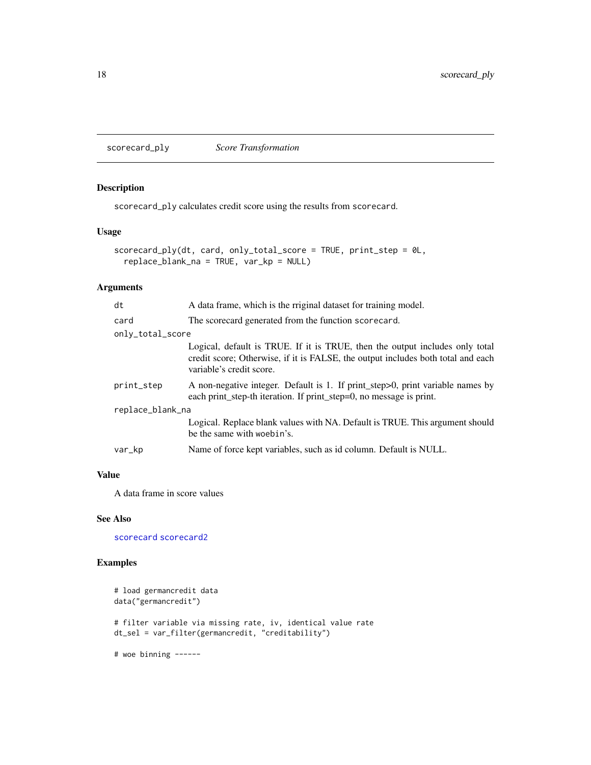## scorecard_ply *Score Transformation*

### Description

scorecard_ply calculates credit score using the results from scorecard.

### Usage

```
scorecard_ply(dt, card, only_total_score = TRUE, print_step = 0L,
  replace_blank_na = TRUE, var_kp = NULL)
```

### Arguments

| | |
|---|---|
| dt | A data frame, which is the rriginal dataset for training model. |
| card | The scorecard generated from the function scorecard. |
| only_total_score | Logical, default is TRUE. If it is TRUE, then the output includes only total credit score; Otherwise, if it is FALSE, the output includes both total and each variable's credit score. |
| print_step | A non-negative integer. Default is 1. If print_step>0, print variable names by each print_step-th iteration. If print_step=0, no message is print. |
| replace_blank_na | Logical. Replace blank values with NA. Default is TRUE. This argument should be the same with woebin's. |
| var_kp | Name of force kept variables, such as id column. Default is NULL. |

### Value

A data frame in score values

### See Also

scorecard scorecard2

### Examples

```
# load germancredit data
data("germancredit")

# filter variable via missing rate, iv, identical value rate
dt_sel = var_filter(germancredit, "creditability")

# woe binning ------
```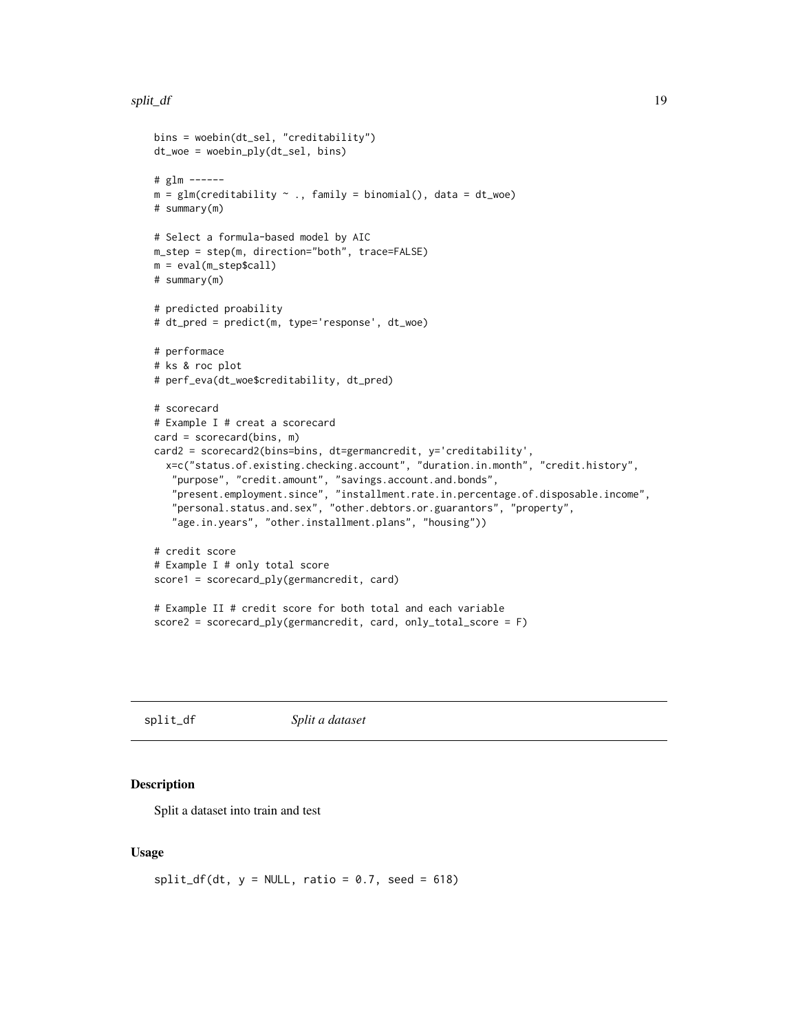```
bins = woebin(dt_sel, "creditability")
dt_woe = woebin_ply(dt_sel, bins)

# glm ------
m = glm(creditability ~ ., family = binomial(), data = dt_woe)
# summary(m)

# Select a formula-based model by AIC
m_step = step(m, direction="both", trace=FALSE)
m = eval(m_step$call)
# summary(m)

# predicted proability
# dt_pred = predict(m, type='response', dt_woe)

# performace
# ks & roc plot
# perf_eva(dt_woe$creditability, dt_pred)

# scorecard
# Example I # creat a scorecard
card = scorecard(bins, m)
card2 = scorecard2(bins=bins, dt=germancredit, y='creditability',
  x=c("status.of.existing.checking.account", "duration.in.month", "credit.history",
   "purpose", "credit.amount", "savings.account.and.bonds",
   "present.employment.since", "installment.rate.in.percentage.of.disposable.income",
   "personal.status.and.sex", "other.debtors.or.guarantors", "property",
   "age.in.years", "other.installment.plans", "housing"))

# credit score
# Example I # only total score
score1 = scorecard_ply(germancredit, card)

# Example II # credit score for both total and each variable
score2 = scorecard_ply(germancredit, card, only_total_score = F)
```

## split_df *Split a dataset*

### Description

Split a dataset into train and test

### Usage

```
split_df(dt, y = NULL, ratio = 0.7, seed = 618)
```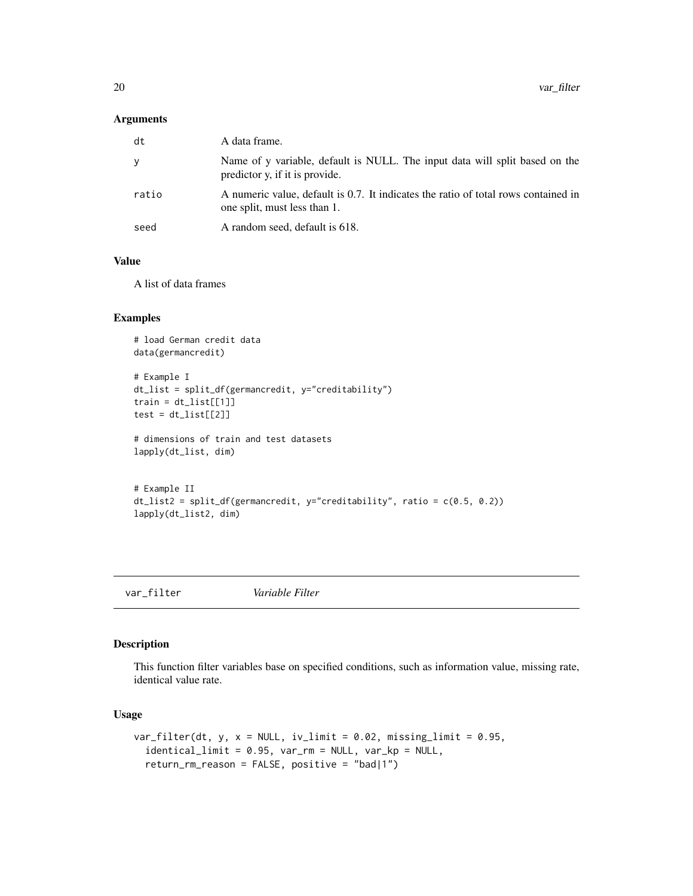## Arguments

| | |
|---|---|
| dt | A data frame. |
| y | Name of y variable, default is NULL. The input data will split based on the predictor y, if it is provide. |
| ratio | A numeric value, default is 0.7. It indicates the ratio of total rows contained in one split, must less than 1. |
| seed | A random seed, default is 618. |

## Value

A list of data frames

## Examples

```
# load German credit data
data(germancredit)

# Example I
dt_list = split_df(germancredit, y="creditability")
train = dt_list[[1]]
test = dt_list[[2]]

# dimensions of train and test datasets
lapply(dt_list, dim)


# Example II
dt_list2 = split_df(germancredit, y="creditability", ratio = c(0.5, 0.2))
lapply(dt_list2, dim)
```

---

# var_filter *Variable Filter*

## Description

This function filter variables base on specified conditions, such as information value, missing rate, identical value rate.

## Usage

```
var_filter(dt, y, x = NULL, iv_limit = 0.02, missing_limit = 0.95,
  identical_limit = 0.95, var_rm = NULL, var_kp = NULL,
  return_rm_reason = FALSE, positive = "bad|1")
```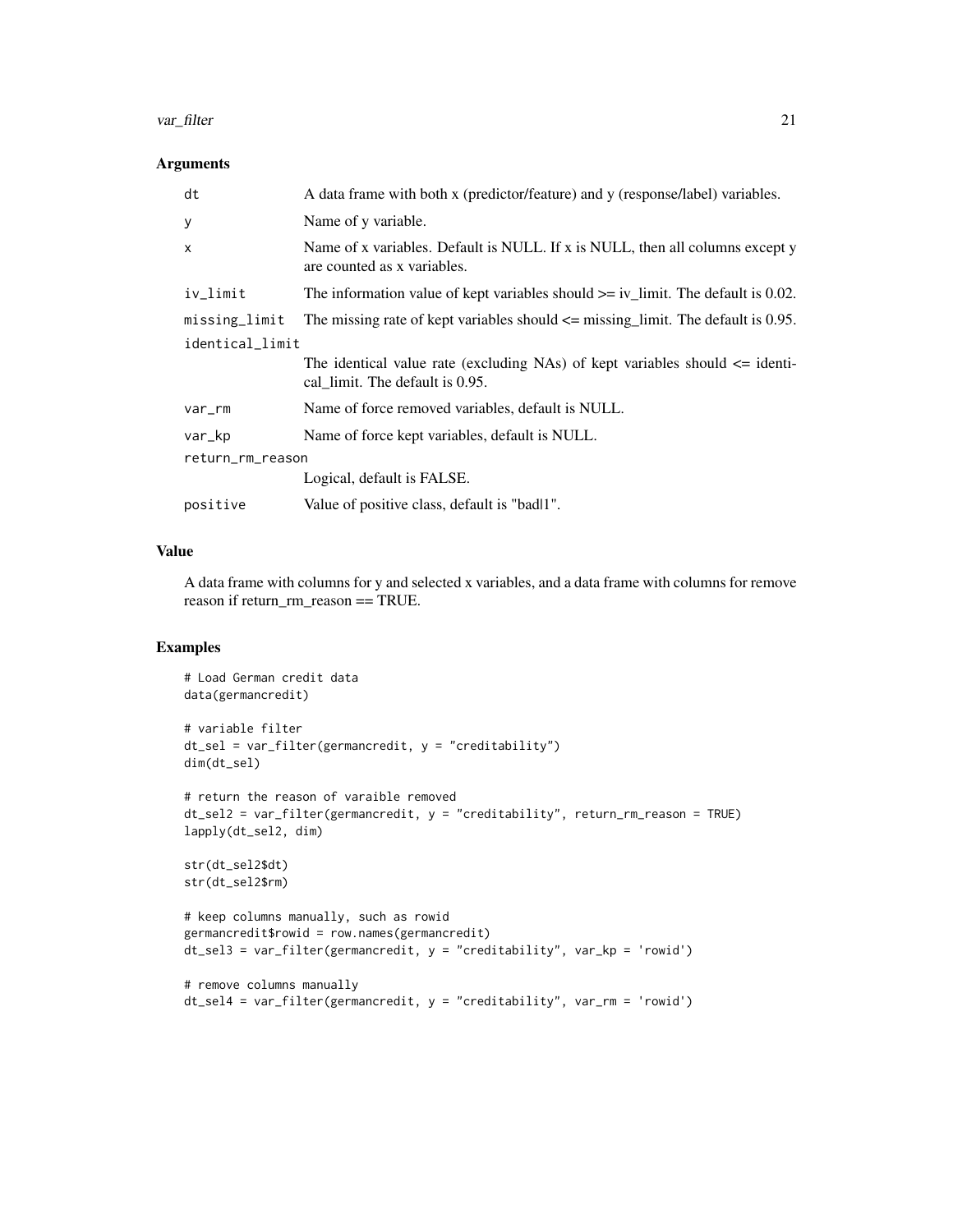### Arguments

| | |
|---|---|
| `dt` | A data frame with both x (predictor/feature) and y (response/label) variables. |
| `y` | Name of y variable. |
| `x` | Name of x variables. Default is NULL. If x is NULL, then all columns except y are counted as x variables. |
| `iv_limit` | The information value of kept variables should >= iv_limit. The default is 0.02. |
| `missing_limit` | The missing rate of kept variables should <= missing_limit. The default is 0.95. |
| `identical_limit` | The identical value rate (excluding NAs) of kept variables should <= identical_limit. The default is 0.95. |
| `var_rm` | Name of force removed variables, default is NULL. |
| `var_kp` | Name of force kept variables, default is NULL. |
| `return_rm_reason` | Logical, default is FALSE. |
| `positive` | Value of positive class, default is "bad\|1". |

### Value

A data frame with columns for y and selected x variables, and a data frame with columns for remove reason if return_rm_reason == TRUE.

### Examples

```
# Load German credit data
data(germancredit)

# variable filter
dt_sel = var_filter(germancredit, y = "creditability")
dim(dt_sel)

# return the reason of varaible removed
dt_sel2 = var_filter(germancredit, y = "creditability", return_rm_reason = TRUE)
lapply(dt_sel2, dim)

str(dt_sel2$dt)
str(dt_sel2$rm)

# keep columns manually, such as rowid
germancredit$rowid = row.names(germancredit)
dt_sel3 = var_filter(germancredit, y = "creditability", var_kp = 'rowid')

# remove columns manually
dt_sel4 = var_filter(germancredit, y = "creditability", var_rm = 'rowid')
```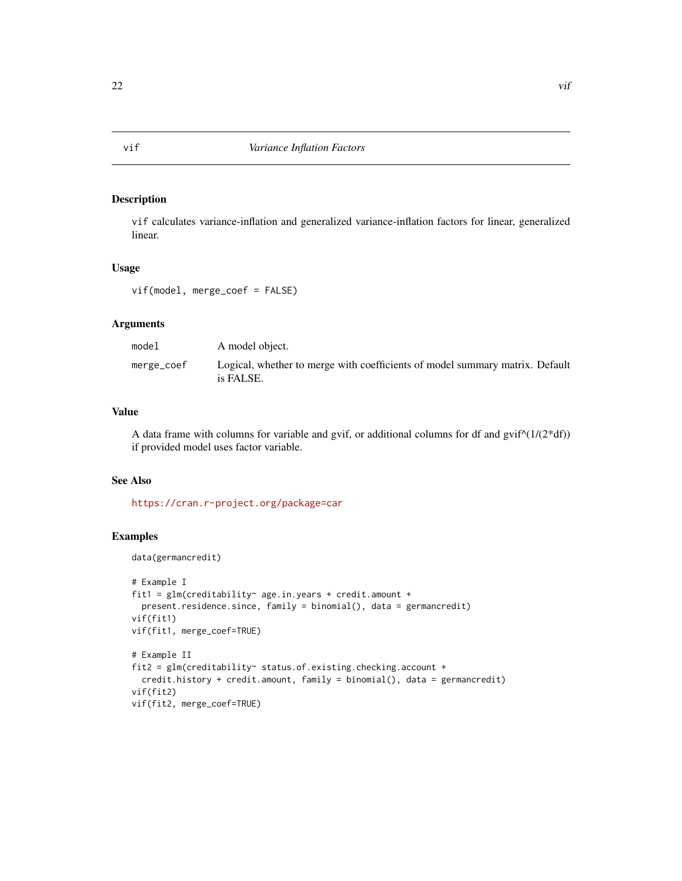## vif — *Variance Inflation Factors*

### Description

vif calculates variance-inflation and generalized variance-inflation factors for linear, generalized linear.

### Usage

```
vif(model, merge_coef = FALSE)
```

### Arguments

| | |
|---|---|
| model | A model object. |
| merge_coef | Logical, whether to merge with coefficients of model summary matrix. Default is FALSE. |

### Value

A data frame with columns for variable and gvif, or additional columns for df and gvif^(1/(2*df)) if provided model uses factor variable.

### See Also

https://cran.r-project.org/package=car

### Examples

```
data(germancredit)

# Example I
fit1 = glm(creditability~ age.in.years + credit.amount +
  present.residence.since, family = binomial(), data = germancredit)
vif(fit1)
vif(fit1, merge_coef=TRUE)

# Example II
fit2 = glm(creditability~ status.of.existing.checking.account +
  credit.history + credit.amount, family = binomial(), data = germancredit)
vif(fit2)
vif(fit2, merge_coef=TRUE)
```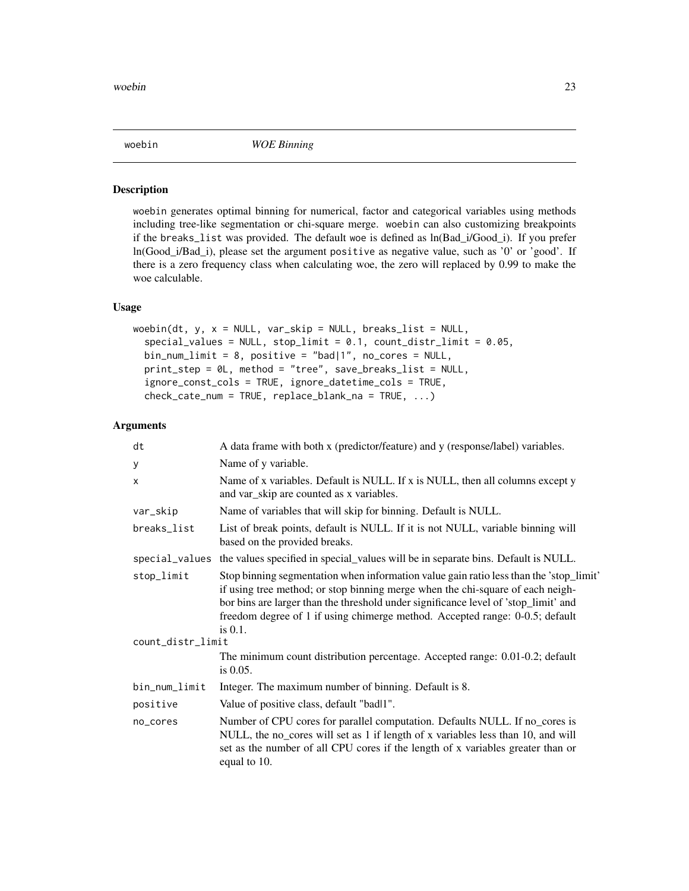## woebin — *WOE Binning*

### Description

woebin generates optimal binning for numerical, factor and categorical variables using methods including tree-like segmentation or chi-square merge. woebin can also customizing breakpoints if the breaks_list was provided. The default woe is defined as ln(Bad_i/Good_i). If you prefer ln(Good_i/Bad_i), please set the argument positive as negative value, such as '0' or 'good'. If there is a zero frequency class when calculating woe, the zero will replaced by 0.99 to make the woe calculable.

### Usage

```
woebin(dt, y, x = NULL, var_skip = NULL, breaks_list = NULL,
  special_values = NULL, stop_limit = 0.1, count_distr_limit = 0.05,
  bin_num_limit = 8, positive = "bad|1", no_cores = NULL,
  print_step = 0L, method = "tree", save_breaks_list = NULL,
  ignore_const_cols = TRUE, ignore_datetime_cols = TRUE,
  check_cate_num = TRUE, replace_blank_na = TRUE, ...)
```

### Arguments

| Argument | Description |
|---|---|
| dt | A data frame with both x (predictor/feature) and y (response/label) variables. |
| y | Name of y variable. |
| x | Name of x variables. Default is NULL. If x is NULL, then all columns except y and var_skip are counted as x variables. |
| var_skip | Name of variables that will skip for binning. Default is NULL. |
| breaks_list | List of break points, default is NULL. If it is not NULL, variable binning will based on the provided breaks. |
| special_values | the values specified in special_values will be in separate bins. Default is NULL. |
| stop_limit | Stop binning segmentation when information value gain ratio less than the 'stop_limit' if using tree method; or stop binning merge when the chi-square of each neighbor bins are larger than the threshold under significance level of 'stop_limit' and freedom degree of 1 if using chimerge method. Accepted range: 0-0.5; default is 0.1. |
| count_distr_limit | The minimum count distribution percentage. Accepted range: 0.01-0.2; default is 0.05. |
| bin_num_limit | Integer. The maximum number of binning. Default is 8. |
| positive | Value of positive class, default "bad\|1". |
| no_cores | Number of CPU cores for parallel computation. Defaults NULL. If no_cores is NULL, the no_cores will set as 1 if length of x variables less than 10, and will set as the number of all CPU cores if the length of x variables greater than or equal to 10. |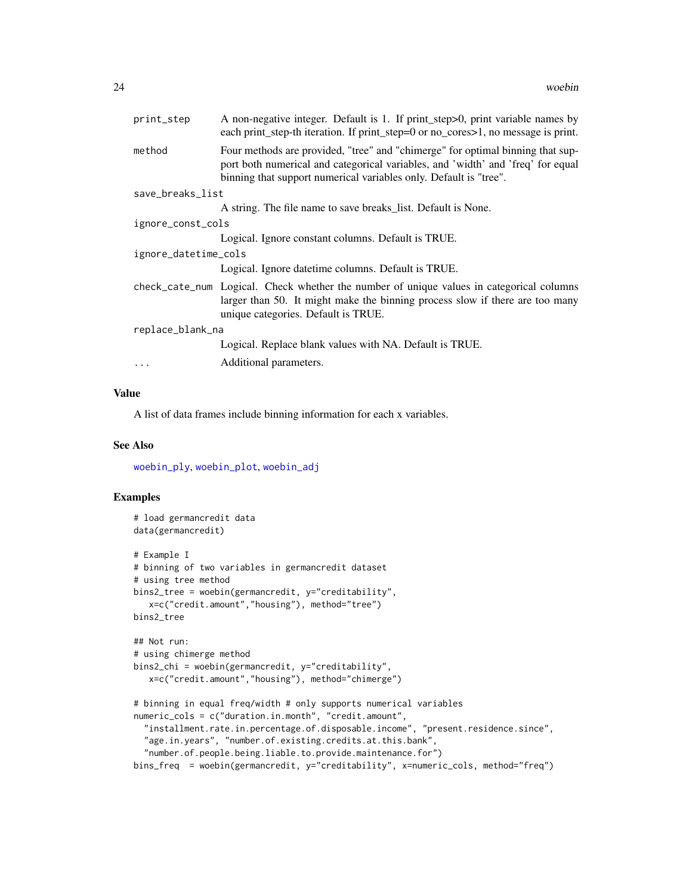| | |
|---|---|
| print_step | A non-negative integer. Default is 1. If print_step>0, print variable names by each print_step-th iteration. If print_step=0 or no_cores>1, no message is print. |
| method | Four methods are provided, "tree" and "chimerge" for optimal binning that support both numerical and categorical variables, and 'width' and 'freq' for equal binning that support numerical variables only. Default is "tree". |
| save_breaks_list | A string. The file name to save breaks_list. Default is None. |
| ignore_const_cols | Logical. Ignore constant columns. Default is TRUE. |
| ignore_datetime_cols | Logical. Ignore datetime columns. Default is TRUE. |
| check_cate_num | Logical. Check whether the number of unique values in categorical columns larger than 50. It might make the binning process slow if there are too many unique categories. Default is TRUE. |
| replace_blank_na | Logical. Replace blank values with NA. Default is TRUE. |
| ... | Additional parameters. |

## Value

A list of data frames include binning information for each x variables.

## See Also

woebin_ply, woebin_plot, woebin_adj

## Examples

```
# load germancredit data
data(germancredit)

# Example I
# binning of two variables in germancredit dataset
# using tree method
bins2_tree = woebin(germancredit, y="creditability",
   x=c("credit.amount","housing"), method="tree")
bins2_tree

## Not run:
# using chimerge method
bins2_chi = woebin(germancredit, y="creditability",
   x=c("credit.amount","housing"), method="chimerge")

# binning in equal freq/width # only supports numerical variables
numeric_cols = c("duration.in.month", "credit.amount",
  "installment.rate.in.percentage.of.disposable.income", "present.residence.since",
  "age.in.years", "number.of.existing.credits.at.this.bank",
  "number.of.people.being.liable.to.provide.maintenance.for")
bins_freq  = woebin(germancredit, y="creditability", x=numeric_cols, method="freq")
```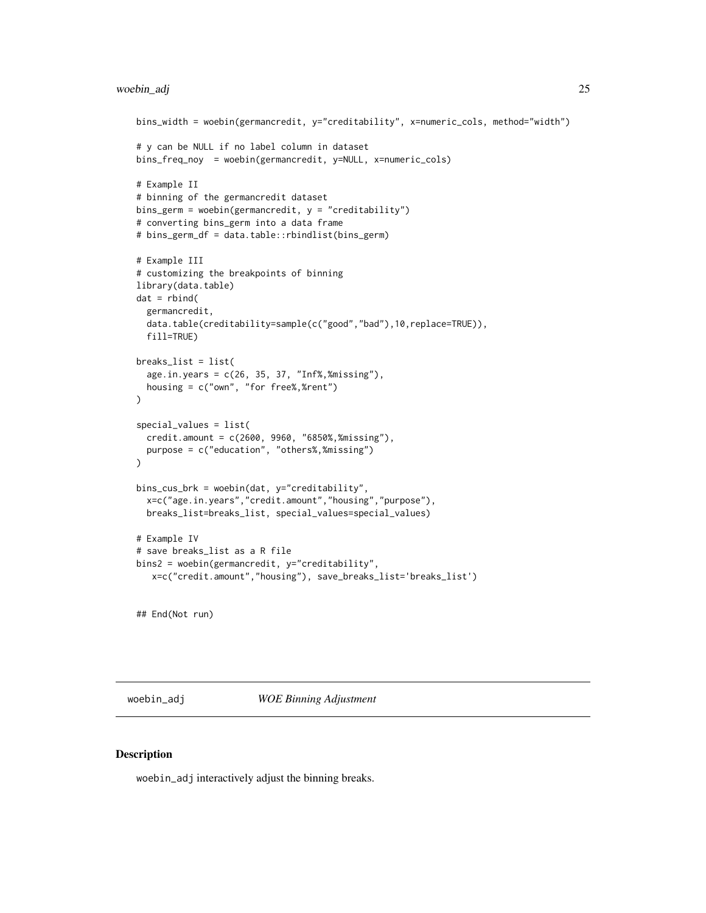```
bins_width = woebin(germancredit, y="creditability", x=numeric_cols, method="width")

# y can be NULL if no label column in dataset
bins_freq_noy  = woebin(germancredit, y=NULL, x=numeric_cols)

# Example II
# binning of the germancredit dataset
bins_germ = woebin(germancredit, y = "creditability")
# converting bins_germ into a data frame
# bins_germ_df = data.table::rbindlist(bins_germ)

# Example III
# customizing the breakpoints of binning
library(data.table)
dat = rbind(
  germancredit,
  data.table(creditability=sample(c("good","bad"),10,replace=TRUE)),
  fill=TRUE)

breaks_list = list(
  age.in.years = c(26, 35, 37, "Inf%,%missing"),
  housing = c("own", "for free%,%rent")
)

special_values = list(
  credit.amount = c(2600, 9960, "6850%,%missing"),
  purpose = c("education", "others%,%missing")
)

bins_cus_brk = woebin(dat, y="creditability",
  x=c("age.in.years","credit.amount","housing","purpose"),
  breaks_list=breaks_list, special_values=special_values)

# Example IV
# save breaks_list as a R file
bins2 = woebin(germancredit, y="creditability",
   x=c("credit.amount","housing"), save_breaks_list='breaks_list')


## End(Not run)
```

## woebin_adj — *WOE Binning Adjustment*

### Description

woebin_adj interactively adjust the binning breaks.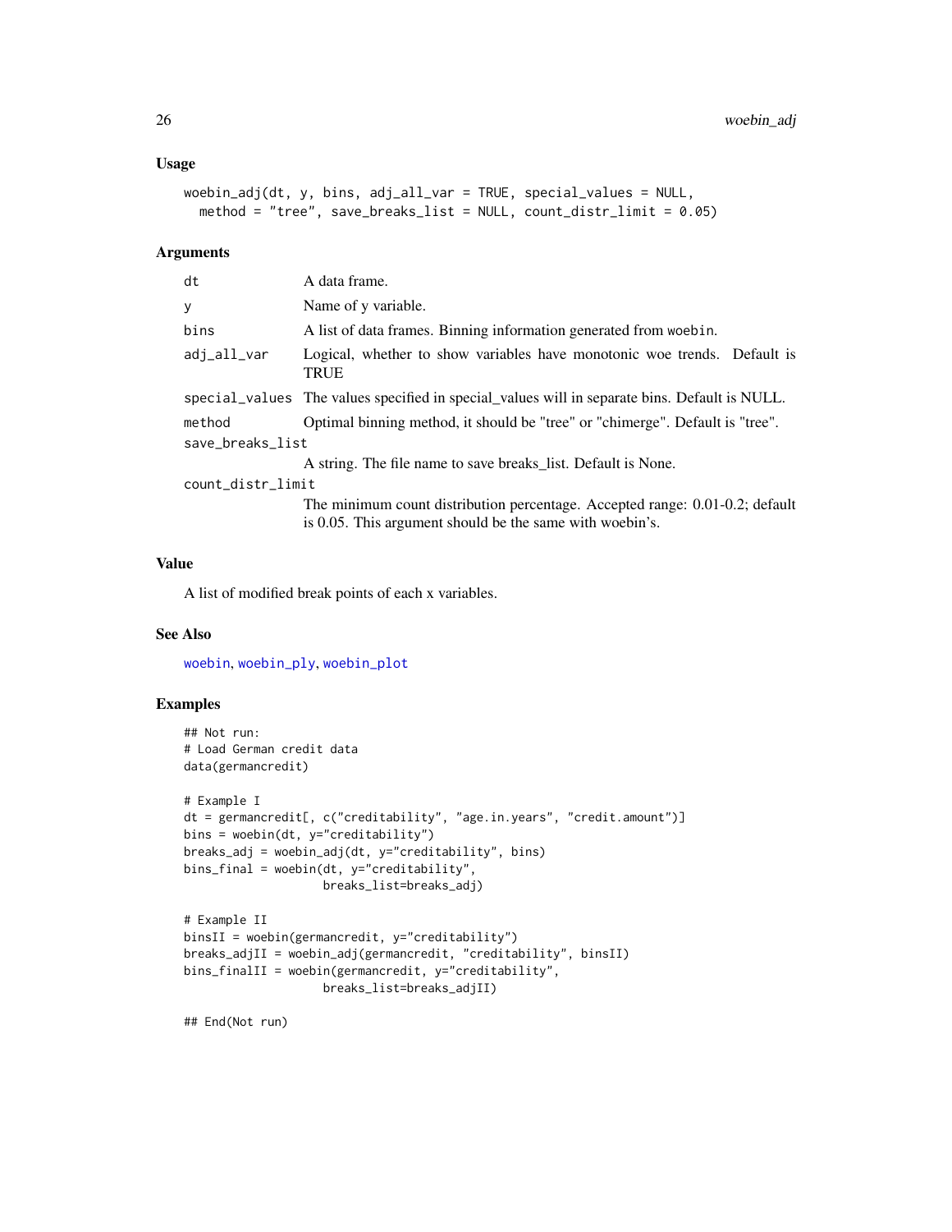### Usage

```
woebin_adj(dt, y, bins, adj_all_var = TRUE, special_values = NULL,
  method = "tree", save_breaks_list = NULL, count_distr_limit = 0.05)
```

### Arguments

| | |
|---|---|
| `dt` | A data frame. |
| `y` | Name of y variable. |
| `bins` | A list of data frames. Binning information generated from `woebin`. |
| `adj_all_var` | Logical, whether to show variables have monotonic woe trends. Default is TRUE |
| `special_values` | The values specified in special_values will in separate bins. Default is NULL. |
| `method` | Optimal binning method, it should be "tree" or "chimerge". Default is "tree". |
| `save_breaks_list` | A string. The file name to save breaks_list. Default is None. |
| `count_distr_limit` | The minimum count distribution percentage. Accepted range: 0.01-0.2; default is 0.05. This argument should be the same with woebin's. |

### Value

A list of modified break points of each x variables.

### See Also

`woebin`, `woebin_ply`, `woebin_plot`

### Examples

```
## Not run:
# Load German credit data
data(germancredit)

# Example I
dt = germancredit[, c("creditability", "age.in.years", "credit.amount")]
bins = woebin(dt, y="creditability")
breaks_adj = woebin_adj(dt, y="creditability", bins)
bins_final = woebin(dt, y="creditability",
                    breaks_list=breaks_adj)

# Example II
binsII = woebin(germancredit, y="creditability")
breaks_adjII = woebin_adj(germancredit, "creditability", binsII)
bins_finalII = woebin(germancredit, y="creditability",
                    breaks_list=breaks_adjII)

## End(Not run)
```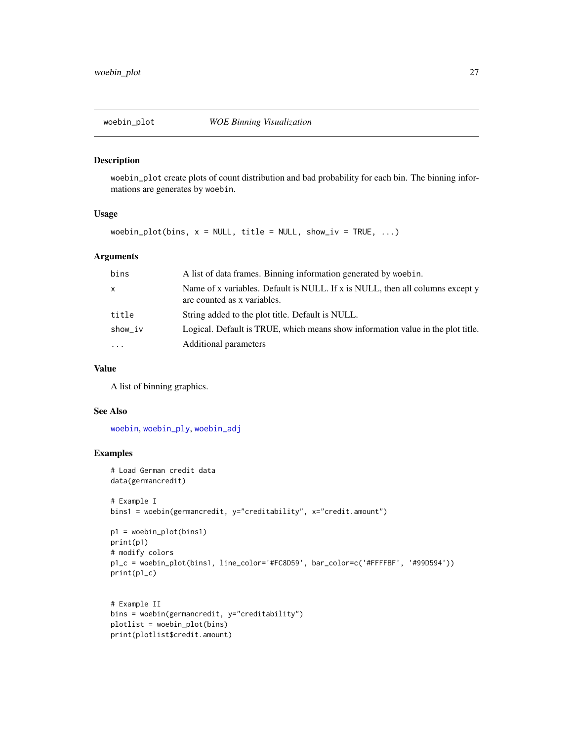## woebin_plot — *WOE Binning Visualization*

### Description

`woebin_plot` create plots of count distribution and bad probability for each bin. The binning informations are generates by `woebin`.

### Usage

```
woebin_plot(bins, x = NULL, title = NULL, show_iv = TRUE, ...)
```

### Arguments

| | |
|---|---|
| `bins` | A list of data frames. Binning information generated by `woebin`. |
| `x` | Name of x variables. Default is NULL. If x is NULL, then all columns except y are counted as x variables. |
| `title` | String added to the plot title. Default is NULL. |
| `show_iv` | Logical. Default is TRUE, which means show information value in the plot title. |
| `...` | Additional parameters |

### Value

A list of binning graphics.

### See Also

woebin, woebin_ply, woebin_adj

### Examples

```
# Load German credit data
data(germancredit)

# Example I
bins1 = woebin(germancredit, y="creditability", x="credit.amount")

p1 = woebin_plot(bins1)
print(p1)
# modify colors
p1_c = woebin_plot(bins1, line_color='#FC8D59', bar_color=c('#FFFFBF', '#99D594'))
print(p1_c)


# Example II
bins = woebin(germancredit, y="creditability")
plotlist = woebin_plot(bins)
print(plotlist$credit.amount)
```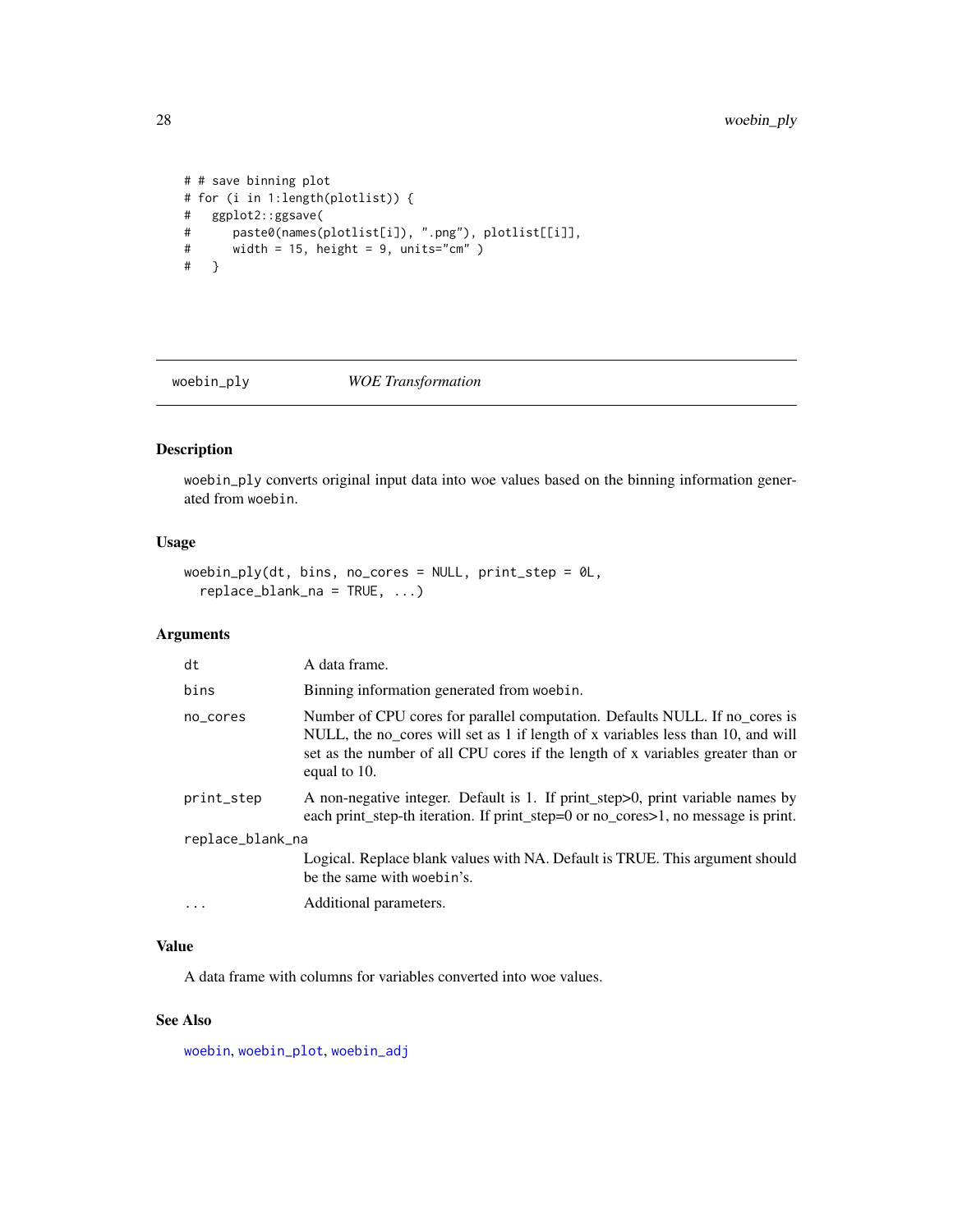```
# # save binning plot
# for (i in 1:length(plotlist)) {
#   ggplot2::ggsave(
#      paste0(names(plotlist[i]), ".png"), plotlist[[i]],
#      width = 15, height = 9, units="cm" )
#   }
```

## woebin_ply — *WOE Transformation*

### Description

woebin_ply converts original input data into woe values based on the binning information generated from woebin.

### Usage

```
woebin_ply(dt, bins, no_cores = NULL, print_step = 0L,
  replace_blank_na = TRUE, ...)
```

### Arguments

| Argument | Description |
|---|---|
| dt | A data frame. |
| bins | Binning information generated from woebin. |
| no_cores | Number of CPU cores for parallel computation. Defaults NULL. If no_cores is NULL, the no_cores will set as 1 if length of x variables less than 10, and will set as the number of all CPU cores if the length of x variables greater than or equal to 10. |
| print_step | A non-negative integer. Default is 1. If print_step>0, print variable names by each print_step-th iteration. If print_step=0 or no_cores>1, no message is print. |
| replace_blank_na | Logical. Replace blank values with NA. Default is TRUE. This argument should be the same with woebin's. |
| ... | Additional parameters. |

### Value

A data frame with columns for variables converted into woe values.

### See Also

woebin, woebin_plot, woebin_adj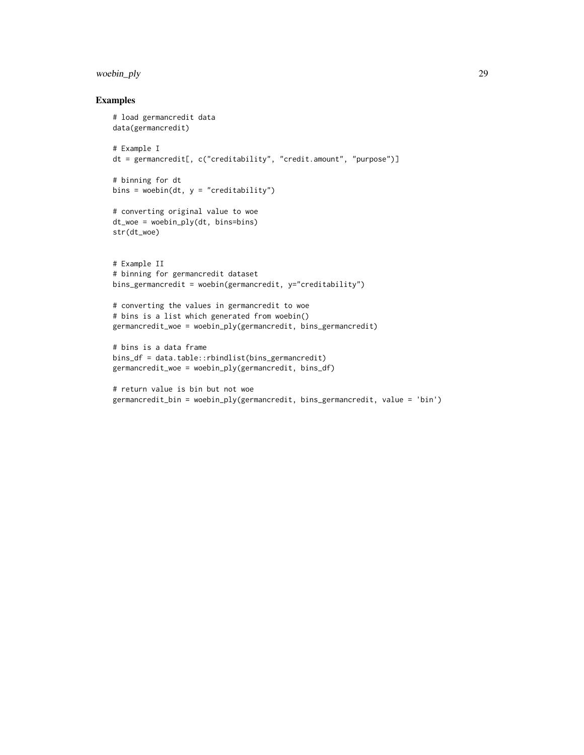## Examples

```
# load germancredit data
data(germancredit)

# Example I
dt = germancredit[, c("creditability", "credit.amount", "purpose")]

# binning for dt
bins = woebin(dt, y = "creditability")

# converting original value to woe
dt_woe = woebin_ply(dt, bins=bins)
str(dt_woe)


# Example II
# binning for germancredit dataset
bins_germancredit = woebin(germancredit, y="creditability")

# converting the values in germancredit to woe
# bins is a list which generated from woebin()
germancredit_woe = woebin_ply(germancredit, bins_germancredit)

# bins is a data frame
bins_df = data.table::rbindlist(bins_germancredit)
germancredit_woe = woebin_ply(germancredit, bins_df)

# return value is bin but not woe
germancredit_bin = woebin_ply(germancredit, bins_germancredit, value = 'bin')
```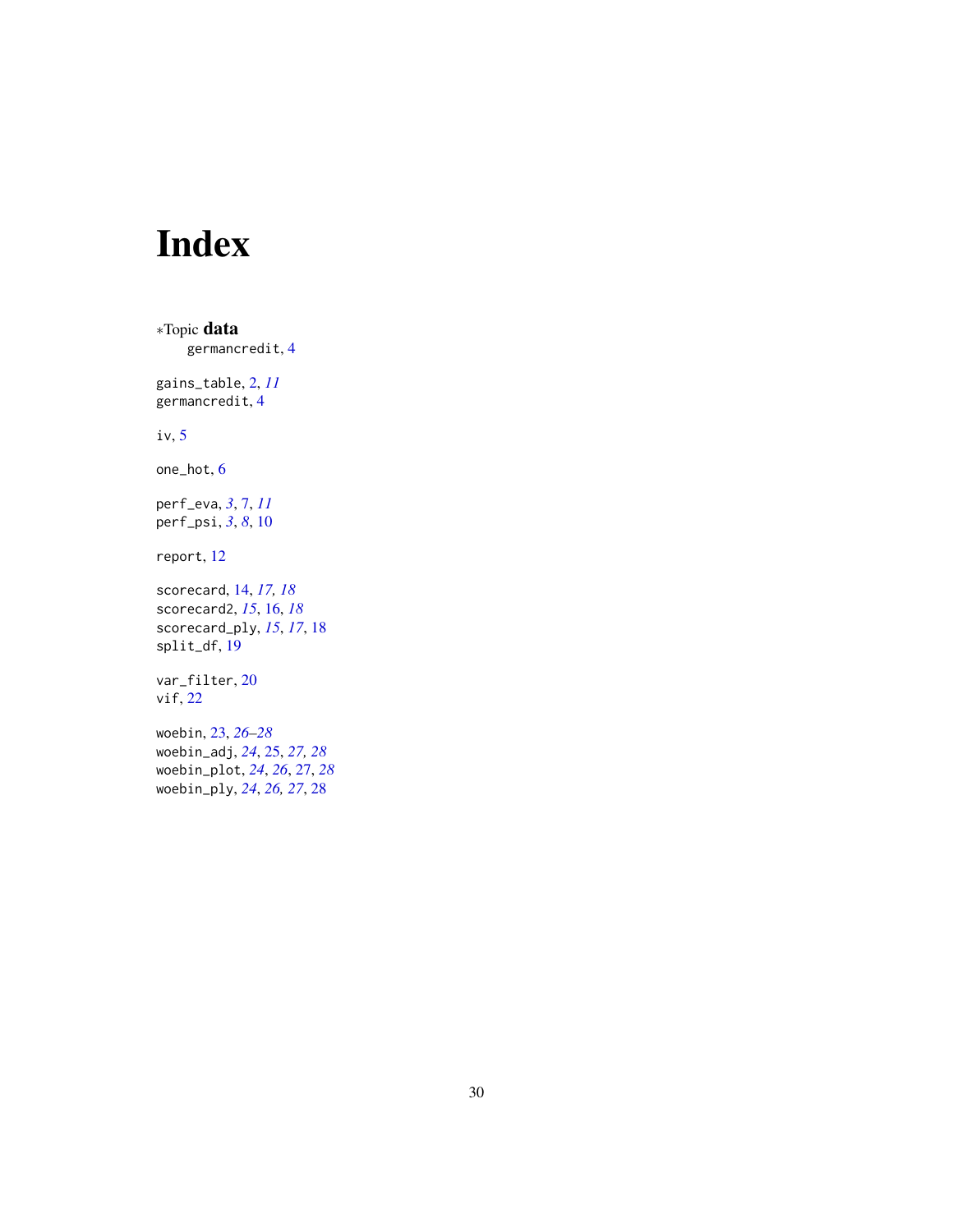# Index

∗Topic **data**

germancredit, 4

gains_table, 2, *11*
germancredit, 4

iv, 5

one_hot, 6

perf_eva, *3*, 7, *11*
perf_psi, *3*, *8*, 10

report, 12

scorecard, 14, *17, 18*
scorecard2, *15*, 16, *18*
scorecard_ply, *15*, *17*, 18
split_df, 19

var_filter, 20
vif, 22

woebin, 23, *26–28*
woebin_adj, *24*, 25, *27, 28*
woebin_plot, *24*, *26*, 27, *28*
woebin_ply, *24*, *26, 27*, 28